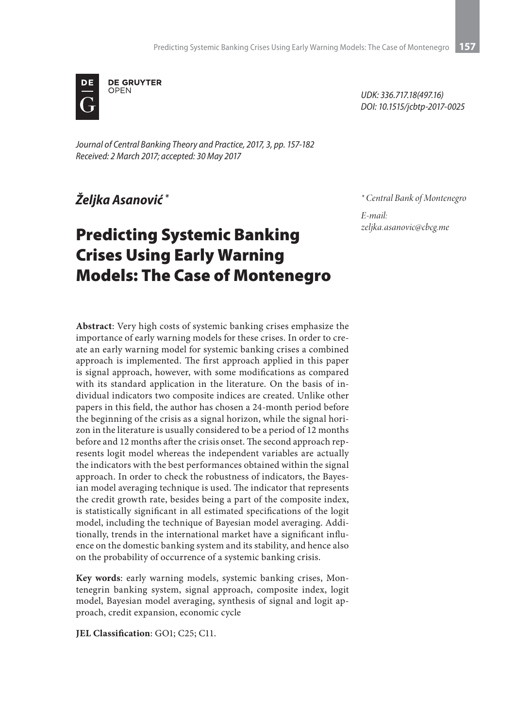UDK: 336.717.18(497.16)
DOI: 10.1515/jcbtp-2017-0025

*Journal of Central Banking Theory and Practice, 2017, 3, pp. 157-182*
*Received: 2 March 2017; accepted: 30 May 2017*

***Željka Asanović*** [*]

[*] Central Bank of Montenegro

E-mail:
zeljka.asanovic@cbcg.me

# Predicting Systemic Banking Crises Using Early Warning Models: The Case of Montenegro

**Abstract**: Very high costs of systemic banking crises emphasize the importance of early warning models for these crises. In order to create an early warning model for systemic banking crises a combined approach is implemented. The first approach applied in this paper is signal approach, however, with some modifications as compared with its standard application in the literature. On the basis of individual indicators two composite indices are created. Unlike other papers in this field, the author has chosen a 24-month period before the beginning of the crisis as a signal horizon, while the signal horizon in the literature is usually considered to be a period of 12 months before and 12 months after the crisis onset. The second approach represents logit model whereas the independent variables are actually the indicators with the best performances obtained within the signal approach. In order to check the robustness of indicators, the Bayesian model averaging technique is used. The indicator that represents the credit growth rate, besides being a part of the composite index, is statistically significant in all estimated specifications of the logit model, including the technique of Bayesian model averaging. Additionally, trends in the international market have a significant influence on the domestic banking system and its stability, and hence also on the probability of occurrence of a systemic banking crisis.

**Key words**: early warning models, systemic banking crises, Montenegrin banking system, signal approach, composite index, logit model, Bayesian model averaging, synthesis of signal and logit approach, credit expansion, economic cycle

**JEL Classification**: GO1; C25; C11.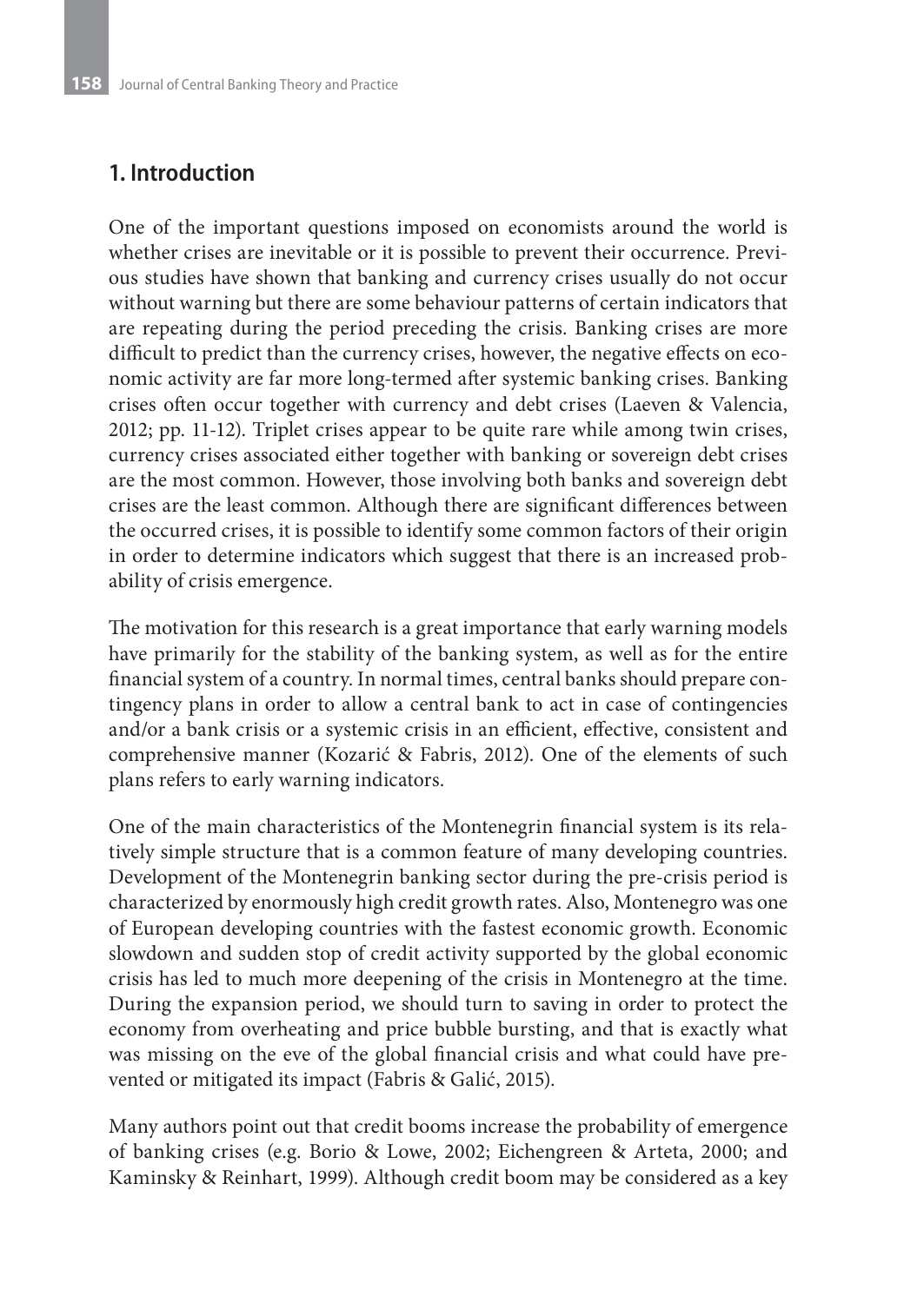## 1. Introduction

One of the important questions imposed on economists around the world is whether crises are inevitable or it is possible to prevent their occurrence. Previous studies have shown that banking and currency crises usually do not occur without warning but there are some behaviour patterns of certain indicators that are repeating during the period preceding the crisis. Banking crises are more difficult to predict than the currency crises, however, the negative effects on economic activity are far more long-termed after systemic banking crises. Banking crises often occur together with currency and debt crises (Laeven & Valencia, 2012; pp. 11-12). Triplet crises appear to be quite rare while among twin crises, currency crises associated either together with banking or sovereign debt crises are the most common. However, those involving both banks and sovereign debt crises are the least common. Although there are significant differences between the occurred crises, it is possible to identify some common factors of their origin in order to determine indicators which suggest that there is an increased probability of crisis emergence.

The motivation for this research is a great importance that early warning models have primarily for the stability of the banking system, as well as for the entire financial system of a country. In normal times, central banks should prepare contingency plans in order to allow a central bank to act in case of contingencies and/or a bank crisis or a systemic crisis in an efficient, effective, consistent and comprehensive manner (Kozarić & Fabris, 2012). One of the elements of such plans refers to early warning indicators.

One of the main characteristics of the Montenegrin financial system is its relatively simple structure that is a common feature of many developing countries. Development of the Montenegrin banking sector during the pre-crisis period is characterized by enormously high credit growth rates. Also, Montenegro was one of European developing countries with the fastest economic growth. Economic slowdown and sudden stop of credit activity supported by the global economic crisis has led to much more deepening of the crisis in Montenegro at the time. During the expansion period, we should turn to saving in order to protect the economy from overheating and price bubble bursting, and that is exactly what was missing on the eve of the global financial crisis and what could have prevented or mitigated its impact (Fabris & Galić, 2015).

Many authors point out that credit booms increase the probability of emergence of banking crises (e.g. Borio & Lowe, 2002; Eichengreen & Arteta, 2000; and Kaminsky & Reinhart, 1999). Although credit boom may be considered as a key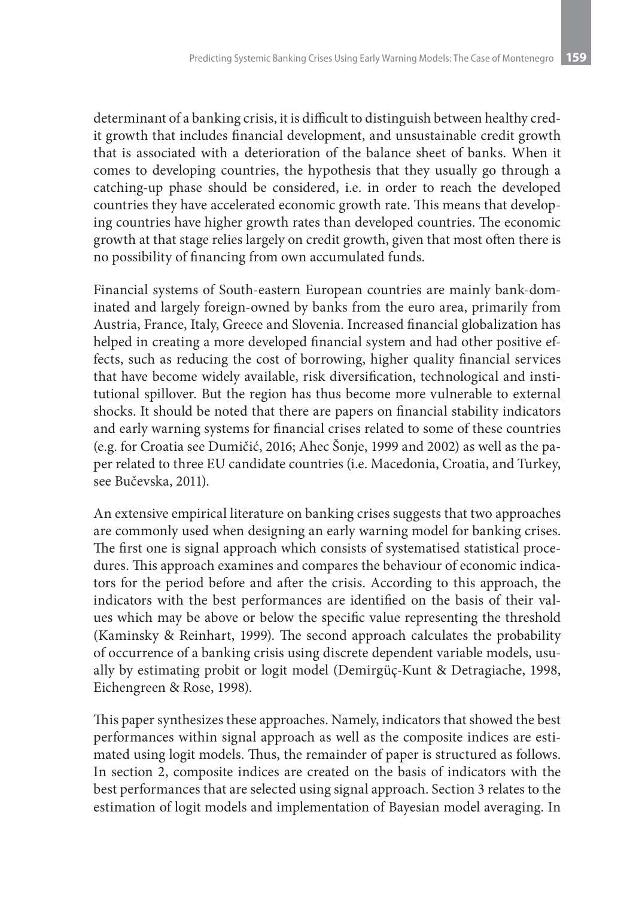determinant of a banking crisis, it is difficult to distinguish between healthy credit growth that includes financial development, and unsustainable credit growth that is associated with a deterioration of the balance sheet of banks. When it comes to developing countries, the hypothesis that they usually go through a catching-up phase should be considered, i.e. in order to reach the developed countries they have accelerated economic growth rate. This means that developing countries have higher growth rates than developed countries. The economic growth at that stage relies largely on credit growth, given that most often there is no possibility of financing from own accumulated funds.

Financial systems of South-eastern European countries are mainly bank-dominated and largely foreign-owned by banks from the euro area, primarily from Austria, France, Italy, Greece and Slovenia. Increased financial globalization has helped in creating a more developed financial system and had other positive effects, such as reducing the cost of borrowing, higher quality financial services that have become widely available, risk diversification, technological and institutional spillover. But the region has thus become more vulnerable to external shocks. It should be noted that there are papers on financial stability indicators and early warning systems for financial crises related to some of these countries (e.g. for Croatia see Dumičić, 2016; Ahec Šonje, 1999 and 2002) as well as the paper related to three EU candidate countries (i.e. Macedonia, Croatia, and Turkey, see Bučevska, 2011).

An extensive empirical literature on banking crises suggests that two approaches are commonly used when designing an early warning model for banking crises. The first one is signal approach which consists of systematised statistical procedures. This approach examines and compares the behaviour of economic indicators for the period before and after the crisis. According to this approach, the indicators with the best performances are identified on the basis of their values which may be above or below the specific value representing the threshold (Kaminsky & Reinhart, 1999). The second approach calculates the probability of occurrence of a banking crisis using discrete dependent variable models, usually by estimating probit or logit model (Demirgüç-Kunt & Detragiache, 1998, Eichengreen & Rose, 1998).

This paper synthesizes these approaches. Namely, indicators that showed the best performances within signal approach as well as the composite indices are estimated using logit models. Thus, the remainder of paper is structured as follows. In section 2, composite indices are created on the basis of indicators with the best performances that are selected using signal approach. Section 3 relates to the estimation of logit models and implementation of Bayesian model averaging. In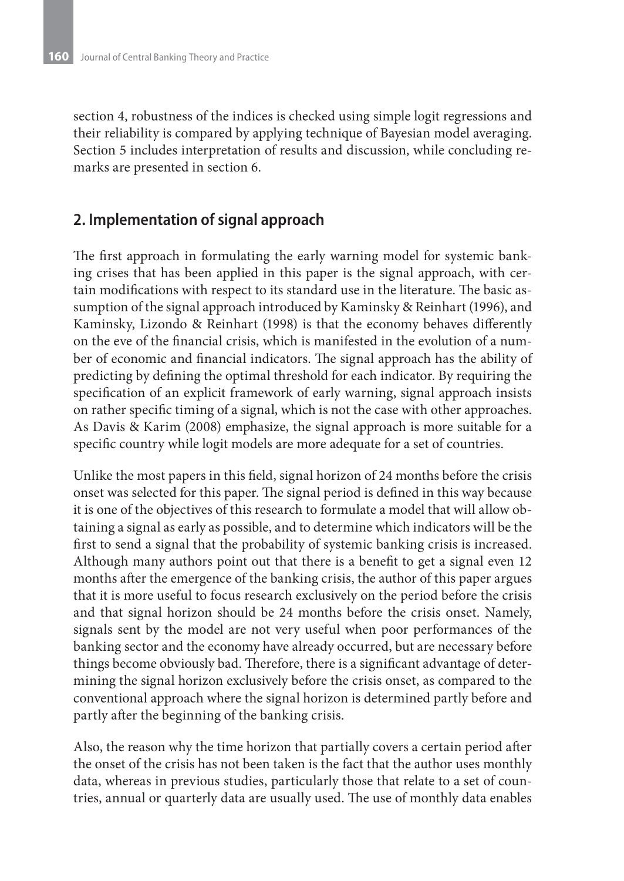section 4, robustness of the indices is checked using simple logit regressions and their reliability is compared by applying technique of Bayesian model averaging. Section 5 includes interpretation of results and discussion, while concluding remarks are presented in section 6.

## 2. Implementation of signal approach

The first approach in formulating the early warning model for systemic banking crises that has been applied in this paper is the signal approach, with certain modifications with respect to its standard use in the literature. The basic assumption of the signal approach introduced by Kaminsky & Reinhart (1996), and Kaminsky, Lizondo & Reinhart (1998) is that the economy behaves differently on the eve of the financial crisis, which is manifested in the evolution of a number of economic and financial indicators. The signal approach has the ability of predicting by defining the optimal threshold for each indicator. By requiring the specification of an explicit framework of early warning, signal approach insists on rather specific timing of a signal, which is not the case with other approaches. As Davis & Karim (2008) emphasize, the signal approach is more suitable for a specific country while logit models are more adequate for a set of countries.

Unlike the most papers in this field, signal horizon of 24 months before the crisis onset was selected for this paper. The signal period is defined in this way because it is one of the objectives of this research to formulate a model that will allow obtaining a signal as early as possible, and to determine which indicators will be the first to send a signal that the probability of systemic banking crisis is increased. Although many authors point out that there is a benefit to get a signal even 12 months after the emergence of the banking crisis, the author of this paper argues that it is more useful to focus research exclusively on the period before the crisis and that signal horizon should be 24 months before the crisis onset. Namely, signals sent by the model are not very useful when poor performances of the banking sector and the economy have already occurred, but are necessary before things become obviously bad. Therefore, there is a significant advantage of determining the signal horizon exclusively before the crisis onset, as compared to the conventional approach where the signal horizon is determined partly before and partly after the beginning of the banking crisis.

Also, the reason why the time horizon that partially covers a certain period after the onset of the crisis has not been taken is the fact that the author uses monthly data, whereas in previous studies, particularly those that relate to a set of countries, annual or quarterly data are usually used. The use of monthly data enables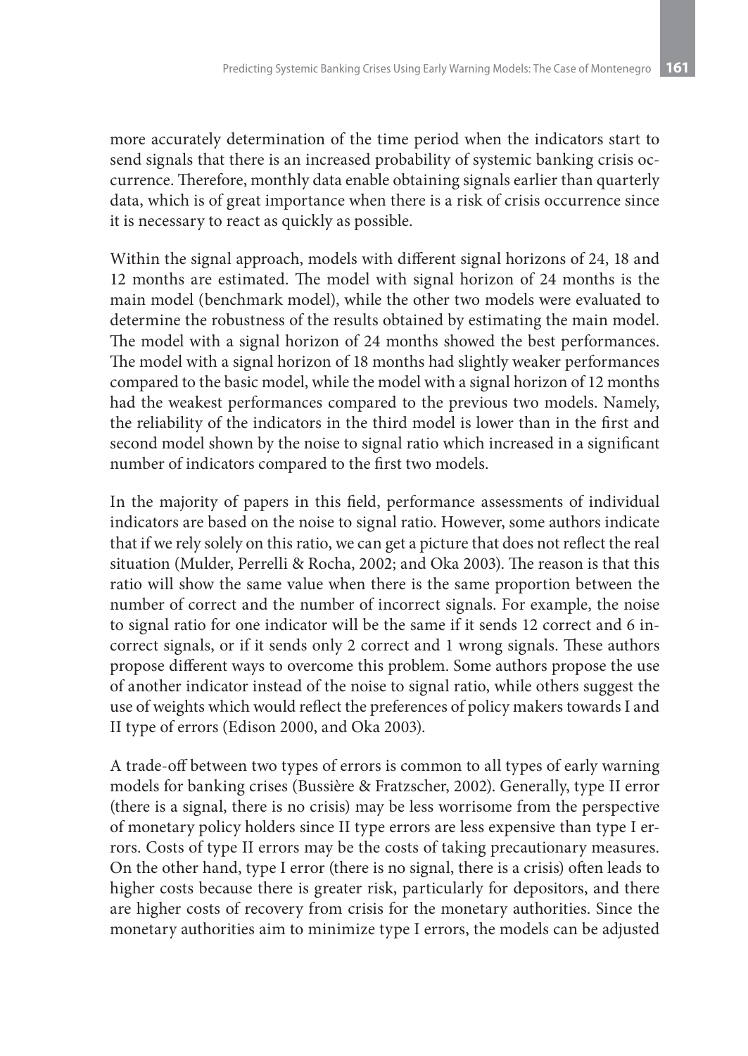more accurately determination of the time period when the indicators start to send signals that there is an increased probability of systemic banking crisis occurrence. Therefore, monthly data enable obtaining signals earlier than quarterly data, which is of great importance when there is a risk of crisis occurrence since it is necessary to react as quickly as possible.

Within the signal approach, models with different signal horizons of 24, 18 and 12 months are estimated. The model with signal horizon of 24 months is the main model (benchmark model), while the other two models were evaluated to determine the robustness of the results obtained by estimating the main model. The model with a signal horizon of 24 months showed the best performances. The model with a signal horizon of 18 months had slightly weaker performances compared to the basic model, while the model with a signal horizon of 12 months had the weakest performances compared to the previous two models. Namely, the reliability of the indicators in the third model is lower than in the first and second model shown by the noise to signal ratio which increased in a significant number of indicators compared to the first two models.

In the majority of papers in this field, performance assessments of individual indicators are based on the noise to signal ratio. However, some authors indicate that if we rely solely on this ratio, we can get a picture that does not reflect the real situation (Mulder, Perrelli & Rocha, 2002; and Oka 2003). The reason is that this ratio will show the same value when there is the same proportion between the number of correct and the number of incorrect signals. For example, the noise to signal ratio for one indicator will be the same if it sends 12 correct and 6 incorrect signals, or if it sends only 2 correct and 1 wrong signals. These authors propose different ways to overcome this problem. Some authors propose the use of another indicator instead of the noise to signal ratio, while others suggest the use of weights which would reflect the preferences of policy makers towards I and II type of errors (Edison 2000, and Oka 2003).

A trade-off between two types of errors is common to all types of early warning models for banking crises (Bussière & Fratzscher, 2002). Generally, type II error (there is a signal, there is no crisis) may be less worrisome from the perspective of monetary policy holders since II type errors are less expensive than type I errors. Costs of type II errors may be the costs of taking precautionary measures. On the other hand, type I error (there is no signal, there is a crisis) often leads to higher costs because there is greater risk, particularly for depositors, and there are higher costs of recovery from crisis for the monetary authorities. Since the monetary authorities aim to minimize type I errors, the models can be adjusted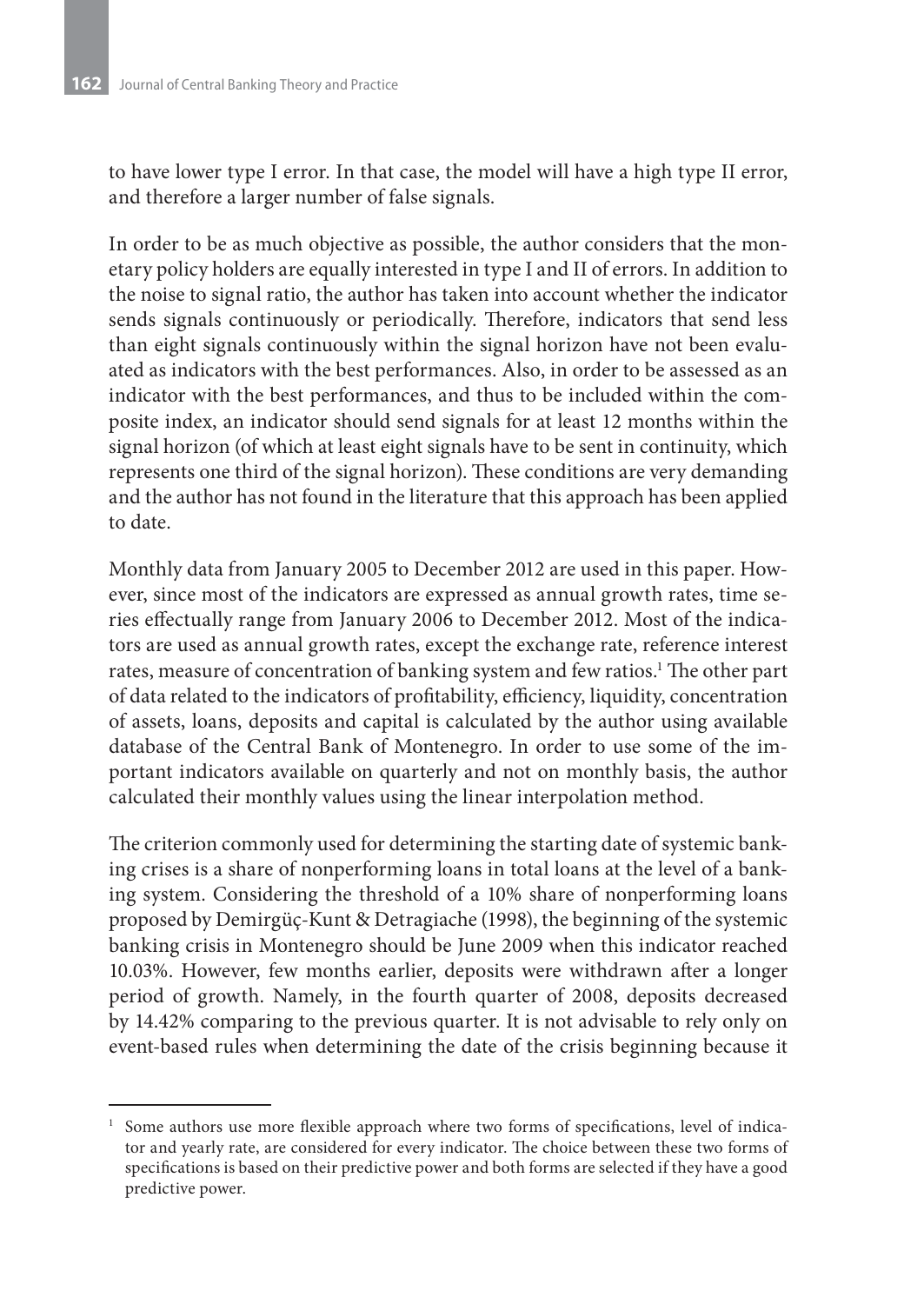to have lower type I error. In that case, the model will have a high type II error, and therefore a larger number of false signals.

In order to be as much objective as possible, the author considers that the monetary policy holders are equally interested in type I and II of errors. In addition to the noise to signal ratio, the author has taken into account whether the indicator sends signals continuously or periodically. Therefore, indicators that send less than eight signals continuously within the signal horizon have not been evaluated as indicators with the best performances. Also, in order to be assessed as an indicator with the best performances, and thus to be included within the composite index, an indicator should send signals for at least 12 months within the signal horizon (of which at least eight signals have to be sent in continuity, which represents one third of the signal horizon). These conditions are very demanding and the author has not found in the literature that this approach has been applied to date.

Monthly data from January 2005 to December 2012 are used in this paper. However, since most of the indicators are expressed as annual growth rates, time series effectually range from January 2006 to December 2012. Most of the indicators are used as annual growth rates, except the exchange rate, reference interest rates, measure of concentration of banking system and few ratios.[1] The other part of data related to the indicators of profitability, efficiency, liquidity, concentration of assets, loans, deposits and capital is calculated by the author using available database of the Central Bank of Montenegro. In order to use some of the important indicators available on quarterly and not on monthly basis, the author calculated their monthly values using the linear interpolation method.

The criterion commonly used for determining the starting date of systemic banking crises is a share of nonperforming loans in total loans at the level of a banking system. Considering the threshold of a 10% share of nonperforming loans proposed by Demirgüç-Kunt & Detragiache (1998), the beginning of the systemic banking crisis in Montenegro should be June 2009 when this indicator reached 10.03%. However, few months earlier, deposits were withdrawn after a longer period of growth. Namely, in the fourth quarter of 2008, deposits decreased by 14.42% comparing to the previous quarter. It is not advisable to rely only on event-based rules when determining the date of the crisis beginning because it

[1] Some authors use more flexible approach where two forms of specifications, level of indicator and yearly rate, are considered for every indicator. The choice between these two forms of specifications is based on their predictive power and both forms are selected if they have a good predictive power.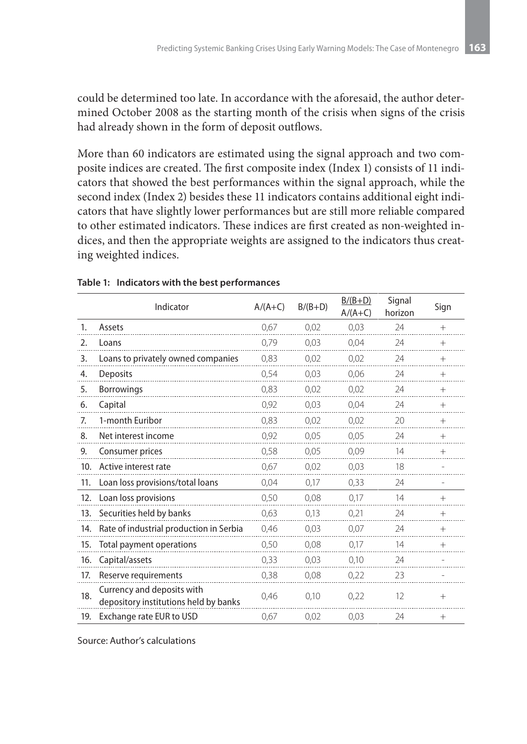could be determined too late. In accordance with the aforesaid, the author determined October 2008 as the starting month of the crisis when signs of the crisis had already shown in the form of deposit outflows.

More than 60 indicators are estimated using the signal approach and two composite indices are created. The first composite index (Index 1) consists of 11 indicators that showed the best performances within the signal approach, while the second index (Index 2) besides these 11 indicators contains additional eight indicators that have slightly lower performances but are still more reliable compared to other estimated indicators. These indices are first created as non-weighted indices, and then the appropriate weights are assigned to the indicators thus creating weighted indices.

**Table 1: Indicators with the best performances**

| | Indicator | A/(A+C) | B/(B+D) | B/(B+D) / A/(A+C) | Signal horizon | Sign |
|---|---|---|---|---|---|---|
| 1. | Assets | 0,67 | 0,02 | 0,03 | 24 | + |
| 2. | Loans | 0,79 | 0,03 | 0,04 | 24 | + |
| 3. | Loans to privately owned companies | 0,83 | 0,02 | 0,02 | 24 | + |
| 4. | Deposits | 0,54 | 0,03 | 0,06 | 24 | + |
| 5. | Borrowings | 0,83 | 0,02 | 0,02 | 24 | + |
| 6. | Capital | 0,92 | 0,03 | 0,04 | 24 | + |
| 7. | 1-month Euribor | 0,83 | 0,02 | 0,02 | 20 | + |
| 8. | Net interest income | 0,92 | 0,05 | 0,05 | 24 | + |
| 9. | Consumer prices | 0,58 | 0,05 | 0,09 | 14 | + |
| 10. | Active interest rate | 0,67 | 0,02 | 0,03 | 18 | - |
| 11. | Loan loss provisions/total loans | 0,04 | 0,17 | 0,33 | 24 | - |
| 12. | Loan loss provisions | 0,50 | 0,08 | 0,17 | 14 | + |
| 13. | Securities held by banks | 0,63 | 0,13 | 0,21 | 24 | + |
| 14. | Rate of industrial production in Serbia | 0,46 | 0,03 | 0,07 | 24 | + |
| 15. | Total payment operations | 0,50 | 0,08 | 0,17 | 14 | + |
| 16. | Capital/assets | 0,33 | 0,03 | 0,10 | 24 | - |
| 17. | Reserve requirements | 0,38 | 0,08 | 0,22 | 23 | - |
| 18. | Currency and deposits with depository institutions held by banks | 0,46 | 0,10 | 0,22 | 12 | + |
| 19. | Exchange rate EUR to USD | 0,67 | 0,02 | 0,03 | 24 | + |

Source: Author's calculations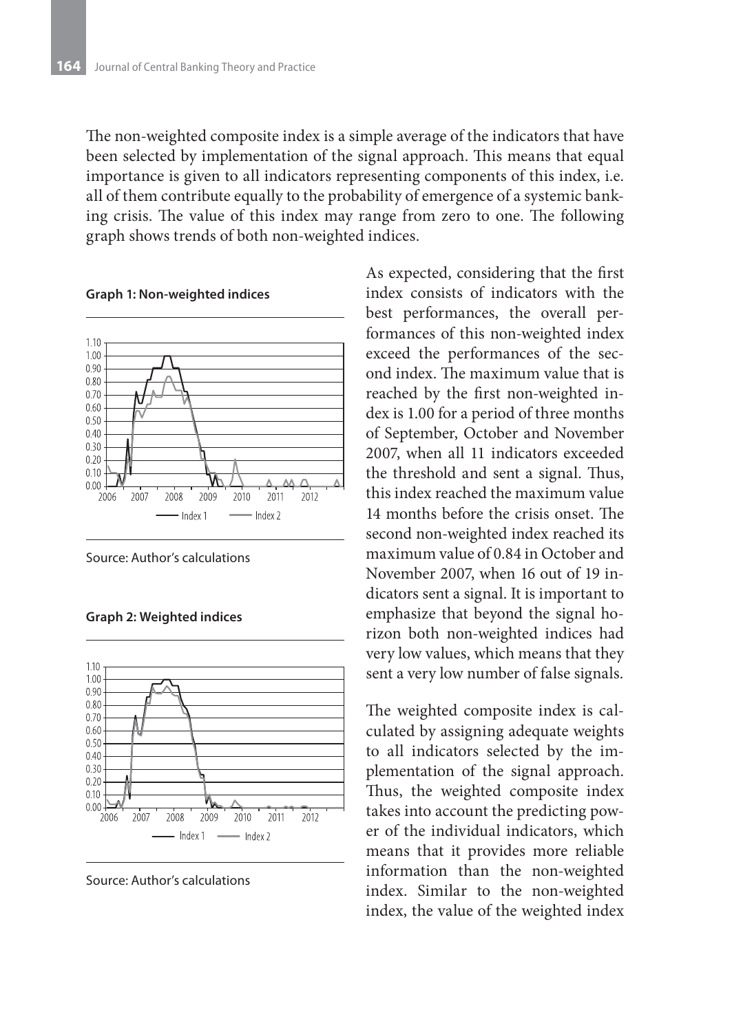The non-weighted composite index is a simple average of the indicators that have been selected by implementation of the signal approach. This means that equal importance is given to all indicators representing components of this index, i.e. all of them contribute equally to the probability of emergence of a systemic banking crisis. The value of this index may range from zero to one. The following graph shows trends of both non-weighted indices.

**Graph 1: Non-weighted indices**

Source: Author's calculations

**Graph 2: Weighted indices**

Source: Author's calculations

As expected, considering that the first index consists of indicators with the best performances, the overall performances of this non-weighted index exceed the performances of the second index. The maximum value that is reached by the first non-weighted index is 1.00 for a period of three months of September, October and November 2007, when all 11 indicators exceeded the threshold and sent a signal. Thus, this index reached the maximum value 14 months before the crisis onset. The second non-weighted index reached its maximum value of 0.84 in October and November 2007, when 16 out of 19 indicators sent a signal. It is important to emphasize that beyond the signal horizon both non-weighted indices had very low values, which means that they sent a very low number of false signals.

The weighted composite index is calculated by assigning adequate weights to all indicators selected by the implementation of the signal approach. Thus, the weighted composite index takes into account the predicting power of the individual indicators, which means that it provides more reliable information than the non-weighted index. Similar to the non-weighted index, the value of the weighted index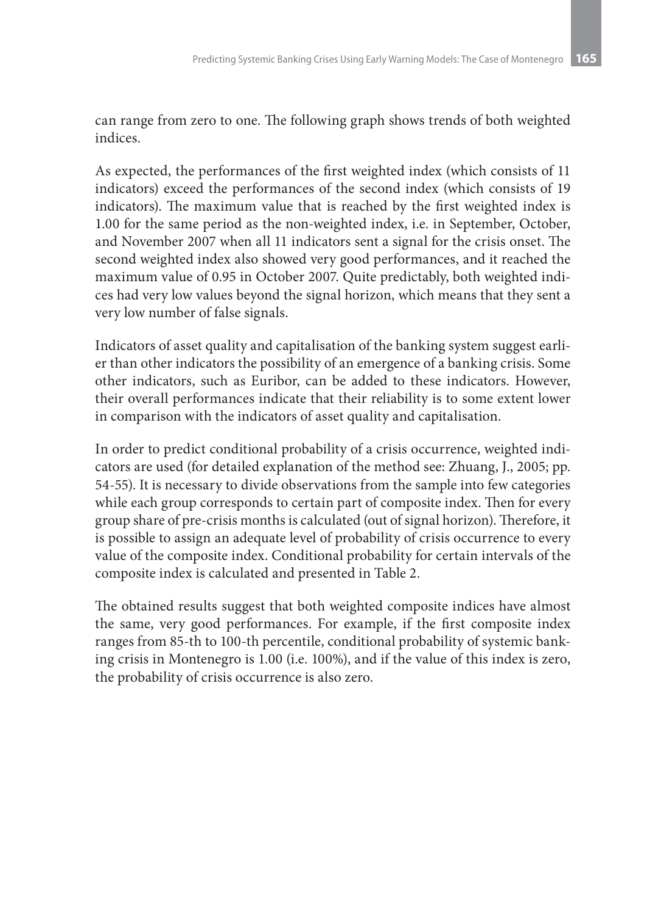can range from zero to one. The following graph shows trends of both weighted indices.

As expected, the performances of the first weighted index (which consists of 11 indicators) exceed the performances of the second index (which consists of 19 indicators). The maximum value that is reached by the first weighted index is 1.00 for the same period as the non-weighted index, i.e. in September, October, and November 2007 when all 11 indicators sent a signal for the crisis onset. The second weighted index also showed very good performances, and it reached the maximum value of 0.95 in October 2007. Quite predictably, both weighted indices had very low values beyond the signal horizon, which means that they sent a very low number of false signals.

Indicators of asset quality and capitalisation of the banking system suggest earlier than other indicators the possibility of an emergence of a banking crisis. Some other indicators, such as Euribor, can be added to these indicators. However, their overall performances indicate that their reliability is to some extent lower in comparison with the indicators of asset quality and capitalisation.

In order to predict conditional probability of a crisis occurrence, weighted indicators are used (for detailed explanation of the method see: Zhuang, J., 2005; pp. 54-55). It is necessary to divide observations from the sample into few categories while each group corresponds to certain part of composite index. Then for every group share of pre-crisis months is calculated (out of signal horizon). Therefore, it is possible to assign an adequate level of probability of crisis occurrence to every value of the composite index. Conditional probability for certain intervals of the composite index is calculated and presented in Table 2.

The obtained results suggest that both weighted composite indices have almost the same, very good performances. For example, if the first composite index ranges from 85-th to 100-th percentile, conditional probability of systemic banking crisis in Montenegro is 1.00 (i.e. 100%), and if the value of this index is zero, the probability of crisis occurrence is also zero.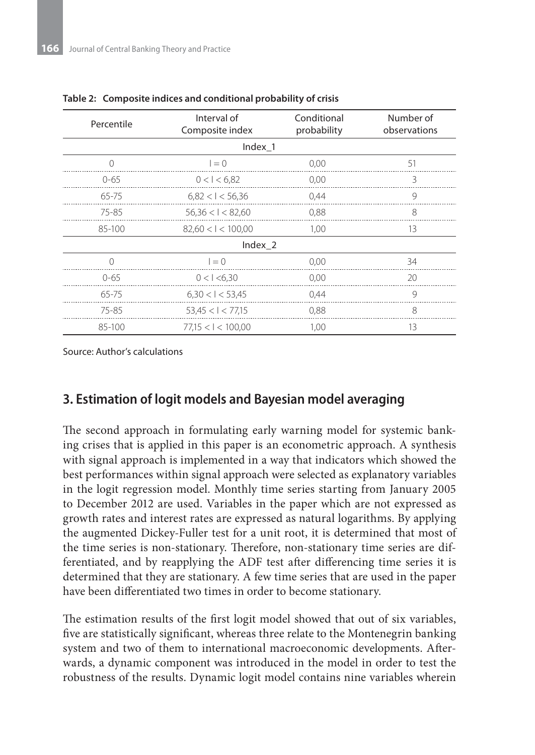**Table 2: Composite indices and conditional probability of crisis**

| Percentile | Interval of Composite index | Conditional probability | Number of observations |
|---|---|---|---|
| | Index_1 | | |
| 0 | I = 0 | 0,00 | 51 |
| 0-65 | 0 < I < 6,82 | 0,00 | 3 |
| 65-75 | 6,82 < I < 56,36 | 0,44 | 9 |
| 75-85 | 56,36 < I < 82,60 | 0,88 | 8 |
| 85-100 | 82,60 < I < 100,00 | 1,00 | 13 |
| | Index_2 | | |
| 0 | I = 0 | 0,00 | 34 |
| 0-65 | 0 < I <6,30 | 0,00 | 20 |
| 65-75 | 6,30 < I < 53,45 | 0,44 | 9 |
| 75-85 | 53,45 < I < 77,15 | 0,88 | 8 |
| 85-100 | 77,15 < I < 100,00 | 1,00 | 13 |

Source: Author's calculations

## 3. Estimation of logit models and Bayesian model averaging

The second approach in formulating early warning model for systemic banking crises that is applied in this paper is an econometric approach. A synthesis with signal approach is implemented in a way that indicators which showed the best performances within signal approach were selected as explanatory variables in the logit regression model. Monthly time series starting from January 2005 to December 2012 are used. Variables in the paper which are not expressed as growth rates and interest rates are expressed as natural logarithms. By applying the augmented Dickey-Fuller test for a unit root, it is determined that most of the time series is non-stationary. Therefore, non-stationary time series are differentiated, and by reapplying the ADF test after differencing time series it is determined that they are stationary. A few time series that are used in the paper have been differentiated two times in order to become stationary.

The estimation results of the first logit model showed that out of six variables, five are statistically significant, whereas three relate to the Montenegrin banking system and two of them to international macroeconomic developments. Afterwards, a dynamic component was introduced in the model in order to test the robustness of the results. Dynamic logit model contains nine variables wherein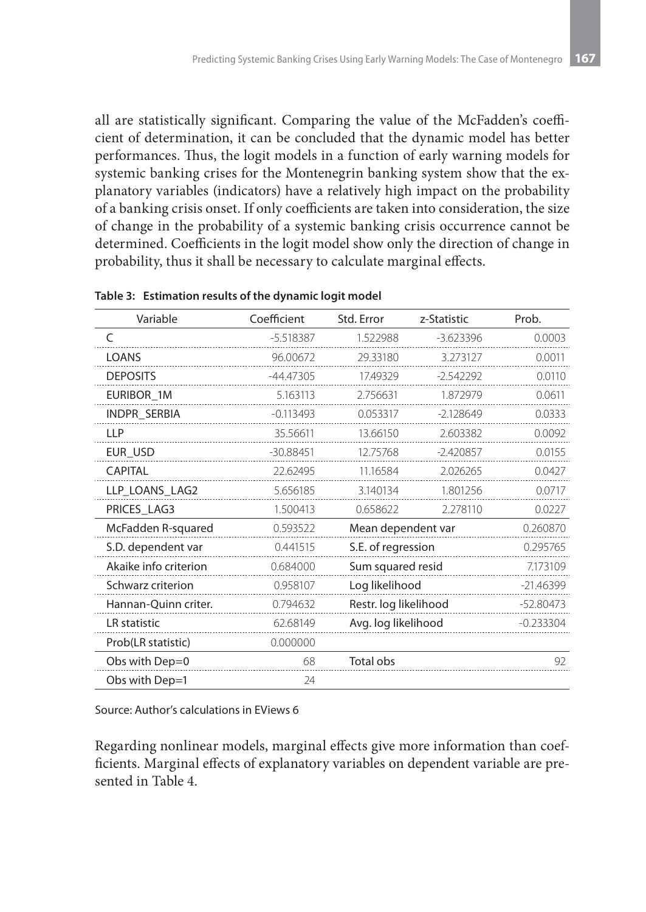all are statistically significant. Comparing the value of the McFadden's coefficient of determination, it can be concluded that the dynamic model has better performances. Thus, the logit models in a function of early warning models for systemic banking crises for the Montenegrin banking system show that the explanatory variables (indicators) have a relatively high impact on the probability of a banking crisis onset. If only coefficients are taken into consideration, the size of change in the probability of a systemic banking crisis occurrence cannot be determined. Coefficients in the logit model show only the direction of change in probability, thus it shall be necessary to calculate marginal effects.

**Table 3: Estimation results of the dynamic logit model**

| Variable | Coefficient | Std. Error | z-Statistic | Prob. |
|---|---|---|---|---|
| C | -5.518387 | 1.522988 | -3.623396 | 0.0003 |
| LOANS | 96.00672 | 29.33180 | 3.273127 | 0.0011 |
| DEPOSITS | -44.47305 | 17.49329 | -2.542292 | 0.0110 |
| EURIBOR_1M | 5.163113 | 2.756631 | 1.872979 | 0.0611 |
| INDPR_SERBIA | -0.113493 | 0.053317 | -2.128649 | 0.0333 |
| LLP | 35.56611 | 13.66150 | 2.603382 | 0.0092 |
| EUR_USD | -30.88451 | 12.75768 | -2.420857 | 0.0155 |
| CAPITAL | 22.62495 | 11.16584 | 2.026265 | 0.0427 |
| LLP_LOANS_LAG2 | 5.656185 | 3.140134 | 1.801256 | 0.0717 |
| PRICES_LAG3 | 1.500413 | 0.658622 | 2.278110 | 0.0227 |
| McFadden R-squared | 0.593522 | Mean dependent var | | 0.260870 |
| S.D. dependent var | 0.441515 | S.E. of regression | | 0.295765 |
| Akaike info criterion | 0.684000 | Sum squared resid | | 7.173109 |
| Schwarz criterion | 0.958107 | Log likelihood | | -21.46399 |
| Hannan-Quinn criter. | 0.794632 | Restr. log likelihood | | -52.80473 |
| LR statistic | 62.68149 | Avg. log likelihood | | -0.233304 |
| Prob(LR statistic) | 0.000000 | | | |
| Obs with Dep=0 | 68 | Total obs | | 92 |
| Obs with Dep=1 | 24 | | | |

Source: Author's calculations in EViews 6

Regarding nonlinear models, marginal effects give more information than coefficients. Marginal effects of explanatory variables on dependent variable are presented in Table 4.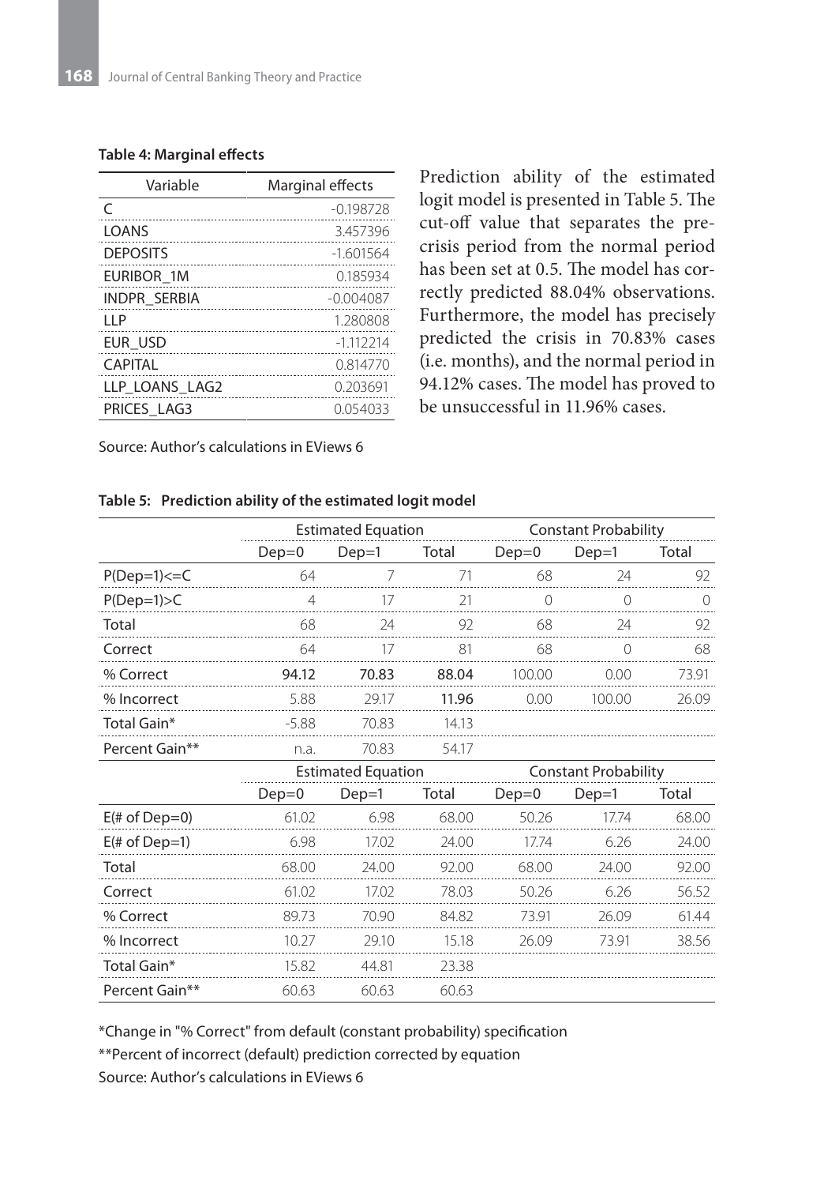**Table 4: Marginal effects**

| Variable | Marginal effects |
|---|---|
| C | -0.198728 |
| LOANS | 3.457396 |
| DEPOSITS | -1.601564 |
| EURIBOR_1M | 0.185934 |
| INDPR_SERBIA | -0.004087 |
| LLP | 1.280808 |
| EUR_USD | -1.112214 |
| CAPITAL | 0.814770 |
| LLP_LOANS_LAG2 | 0.203691 |
| PRICES_LAG3 | 0.054033 |

Source: Author's calculations in EViews 6

Prediction ability of the estimated logit model is presented in Table 5. The cut-off value that separates the pre-crisis period from the normal period has been set at 0.5. The model has correctly predicted 88.04% observations. Furthermore, the model has precisely predicted the crisis in 70.83% cases (i.e. months), and the normal period in 94.12% cases. The model has proved to be unsuccessful in 11.96% cases.

**Table 5: Prediction ability of the estimated logit model**

| | Estimated Equation | | | Constant Probability | | |
|---|---|---|---|---|---|---|
| | Dep=0 | Dep=1 | Total | Dep=0 | Dep=1 | Total |
| P(Dep=1)<=C | 64 | 7 | 71 | 68 | 24 | 92 |
| P(Dep=1)>C | 4 | 17 | 21 | 0 | 0 | 0 |
| Total | 68 | 24 | 92 | 68 | 24 | 92 |
| Correct | 64 | 17 | 81 | 68 | 0 | 68 |
| % Correct | **94.12** | **70.83** | **88.04** | 100.00 | 0.00 | 73.91 |
| % Incorrect | 5.88 | 29.17 | **11.96** | 0.00 | 100.00 | 26.09 |
| Total Gain* | -5.88 | 70.83 | 14.13 | | | |
| Percent Gain** | n.a. | 70.83 | 54.17 | | | |
| | **Estimated Equation** | | | **Constant Probability** | | |
| | Dep=0 | Dep=1 | Total | Dep=0 | Dep=1 | Total |
| E(# of Dep=0) | 61.02 | 6.98 | 68.00 | 50.26 | 17.74 | 68.00 |
| E(# of Dep=1) | 6.98 | 17.02 | 24.00 | 17.74 | 6.26 | 24.00 |
| Total | 68.00 | 24.00 | 92.00 | 68.00 | 24.00 | 92.00 |
| Correct | 61.02 | 17.02 | 78.03 | 50.26 | 6.26 | 56.52 |
| % Correct | 89.73 | 70.90 | 84.82 | 73.91 | 26.09 | 61.44 |
| % Incorrect | 10.27 | 29.10 | 15.18 | 26.09 | 73.91 | 38.56 |
| Total Gain* | 15.82 | 44.81 | 23.38 | | | |
| Percent Gain** | 60.63 | 60.63 | 60.63 | | | |

*Change in "% Correct" from default (constant probability) specification

**Percent of incorrect (default) prediction corrected by equation

Source: Author's calculations in EViews 6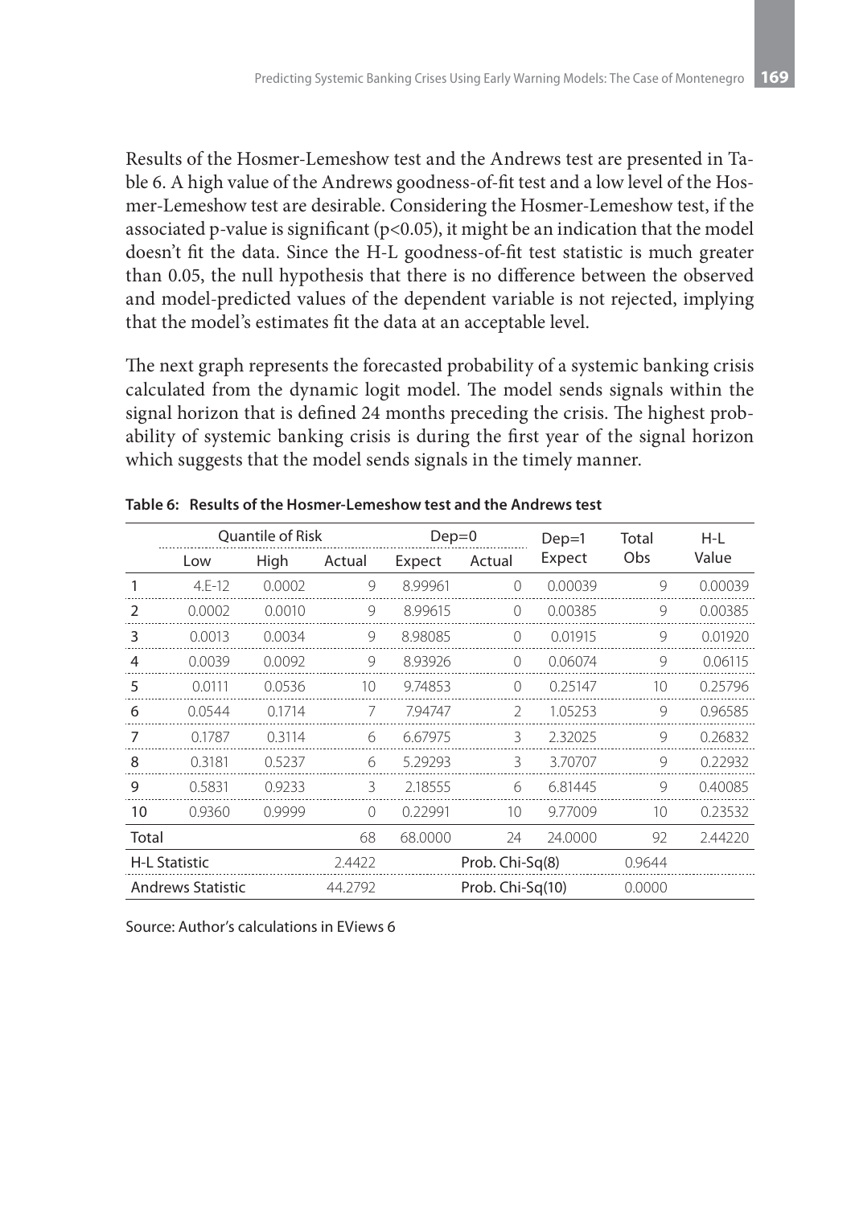Results of the Hosmer-Lemeshow test and the Andrews test are presented in Table 6. A high value of the Andrews goodness-of-fit test and a low level of the Hosmer-Lemeshow test are desirable. Considering the Hosmer-Lemeshow test, if the associated p-value is significant ($p<0.05$), it might be an indication that the model doesn't fit the data. Since the H-L goodness-of-fit test statistic is much greater than 0.05, the null hypothesis that there is no difference between the observed and model-predicted values of the dependent variable is not rejected, implying that the model's estimates fit the data at an acceptable level.

The next graph represents the forecasted probability of a systemic banking crisis calculated from the dynamic logit model. The model sends signals within the signal horizon that is defined 24 months preceding the crisis. The highest probability of systemic banking crisis is during the first year of the signal horizon which suggests that the model sends signals in the timely manner.

**Table 6: Results of the Hosmer-Lemeshow test and the Andrews test**

| | Quantile of Risk | | Dep=0 | | Dep=1 | | Total | H-L |
|---|---|---|---|---|---|---|---|---|
| | Low | High | Actual | Expect | Actual | Expect | Obs | Value |
| 1 | 4.E-12 | 0.0002 | 9 | 8.99961 | 0 | 0.00039 | 9 | 0.00039 |
| 2 | 0.0002 | 0.0010 | 9 | 8.99615 | 0 | 0.00385 | 9 | 0.00385 |
| 3 | 0.0013 | 0.0034 | 9 | 8.98085 | 0 | 0.01915 | 9 | 0.01920 |
| 4 | 0.0039 | 0.0092 | 9 | 8.93926 | 0 | 0.06074 | 9 | 0.06115 |
| 5 | 0.0111 | 0.0536 | 10 | 9.74853 | 0 | 0.25147 | 10 | 0.25796 |
| 6 | 0.0544 | 0.1714 | 7 | 7.94747 | 2 | 1.05253 | 9 | 0.96585 |
| 7 | 0.1787 | 0.3114 | 6 | 6.67975 | 3 | 2.32025 | 9 | 0.26832 |
| 8 | 0.3181 | 0.5237 | 6 | 5.29293 | 3 | 3.70707 | 9 | 0.22932 |
| 9 | 0.5831 | 0.9233 | 3 | 2.18555 | 6 | 6.81445 | 9 | 0.40085 |
| 10 | 0.9360 | 0.9999 | 0 | 0.22991 | 10 | 9.77009 | 10 | 0.23532 |
| Total | | | 68 | 68.0000 | 24 | 24.0000 | 92 | 2.44220 |
| H-L Statistic | | | 2.4422 | | Prob. Chi-Sq(8) | | 0.9644 | |
| Andrews Statistic | | | 44.2792 | | Prob. Chi-Sq(10) | | 0.0000 | |

Source: Author's calculations in EViews 6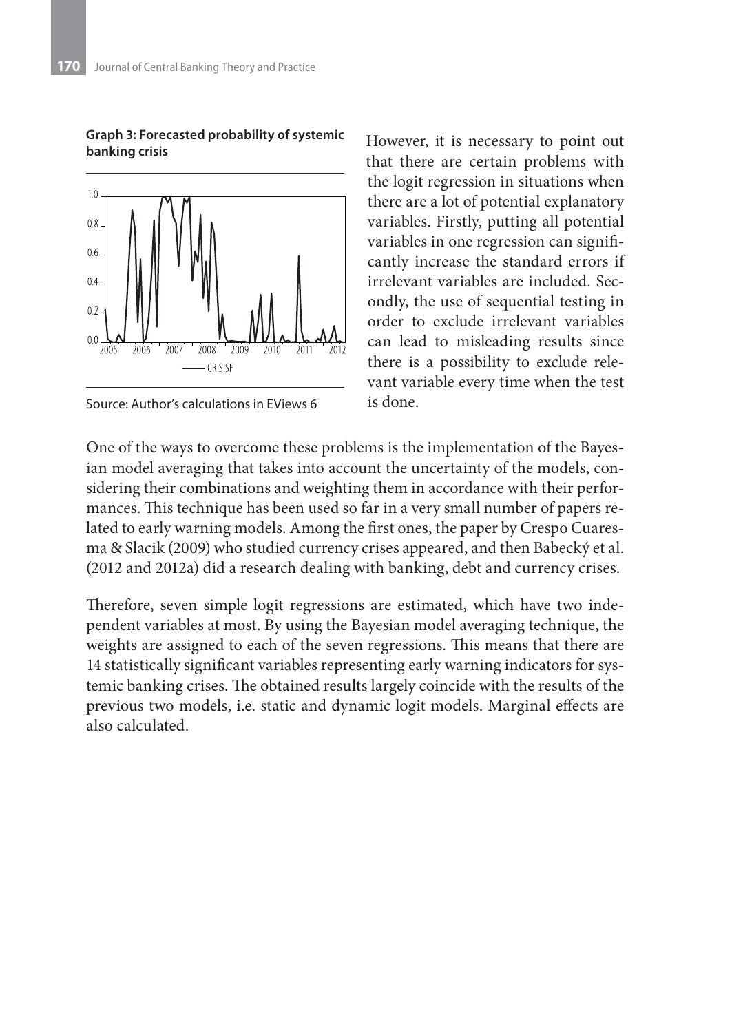**Graph 3: Forecasted probability of systemic banking crisis**

Source: Author's calculations in EViews 6

However, it is necessary to point out that there are certain problems with the logit regression in situations when there are a lot of potential explanatory variables. Firstly, putting all potential variables in one regression can significantly increase the standard errors if irrelevant variables are included. Secondly, the use of sequential testing in order to exclude irrelevant variables can lead to misleading results since there is a possibility to exclude relevant variable every time when the test is done.

One of the ways to overcome these problems is the implementation of the Bayesian model averaging that takes into account the uncertainty of the models, considering their combinations and weighting them in accordance with their performances. This technique has been used so far in a very small number of papers related to early warning models. Among the first ones, the paper by Crespo Cuaresma & Slacik (2009) who studied currency crises appeared, and then Babecký et al. (2012 and 2012a) did a research dealing with banking, debt and currency crises.

Therefore, seven simple logit regressions are estimated, which have two independent variables at most. By using the Bayesian model averaging technique, the weights are assigned to each of the seven regressions. This means that there are 14 statistically significant variables representing early warning indicators for systemic banking crises. The obtained results largely coincide with the results of the previous two models, i.e. static and dynamic logit models. Marginal effects are also calculated.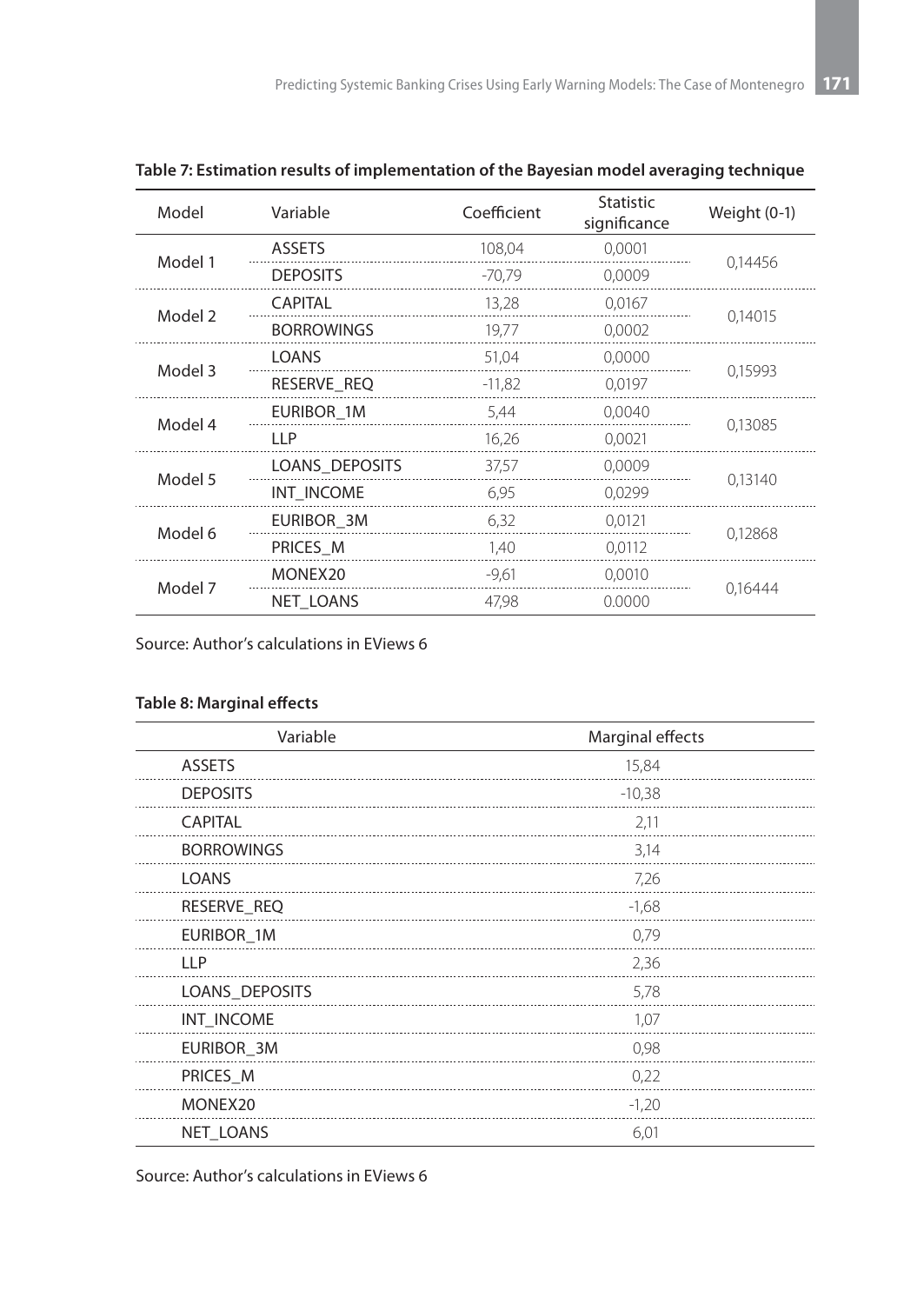**Table 7: Estimation results of implementation of the Bayesian model averaging technique**

| Model | Variable | Coefficient | Statistic significance | Weight (0-1) |
|---|---|---|---|---|
| Model 1 | ASSETS | 108,04 | 0,0001 | 0,14456 |
| | DEPOSITS | -70,79 | 0,0009 | |
| Model 2 | CAPITAL | 13,28 | 0,0167 | 0,14015 |
| | BORROWINGS | 19,77 | 0,0002 | |
| Model 3 | LOANS | 51,04 | 0,0000 | 0,15993 |
| | RESERVE_REQ | -11,82 | 0,0197 | |
| Model 4 | EURIBOR_1M | 5,44 | 0,0040 | 0,13085 |
| | LLP | 16,26 | 0,0021 | |
| Model 5 | LOANS_DEPOSITS | 37,57 | 0,0009 | 0,13140 |
| | INT_INCOME | 6,95 | 0,0299 | |
| Model 6 | EURIBOR_3M | 6,32 | 0,0121 | 0,12868 |
| | PRICES_M | 1,40 | 0,0112 | |
| Model 7 | MONEX20 | -9,61 | 0,0010 | 0,16444 |
| | NET_LOANS | 47,98 | 0.0000 | |

Source: Author's calculations in EViews 6

**Table 8: Marginal effects**

| Variable | Marginal effects |
|---|---|
| ASSETS | 15,84 |
| DEPOSITS | -10,38 |
| CAPITAL | 2,11 |
| BORROWINGS | 3,14 |
| LOANS | 7,26 |
| RESERVE_REQ | -1,68 |
| EURIBOR_1M | 0,79 |
| LLP | 2,36 |
| LOANS_DEPOSITS | 5,78 |
| INT_INCOME | 1,07 |
| EURIBOR_3M | 0,98 |
| PRICES_M | 0,22 |
| MONEX20 | -1,20 |
| NET_LOANS | 6,01 |

Source: Author's calculations in EViews 6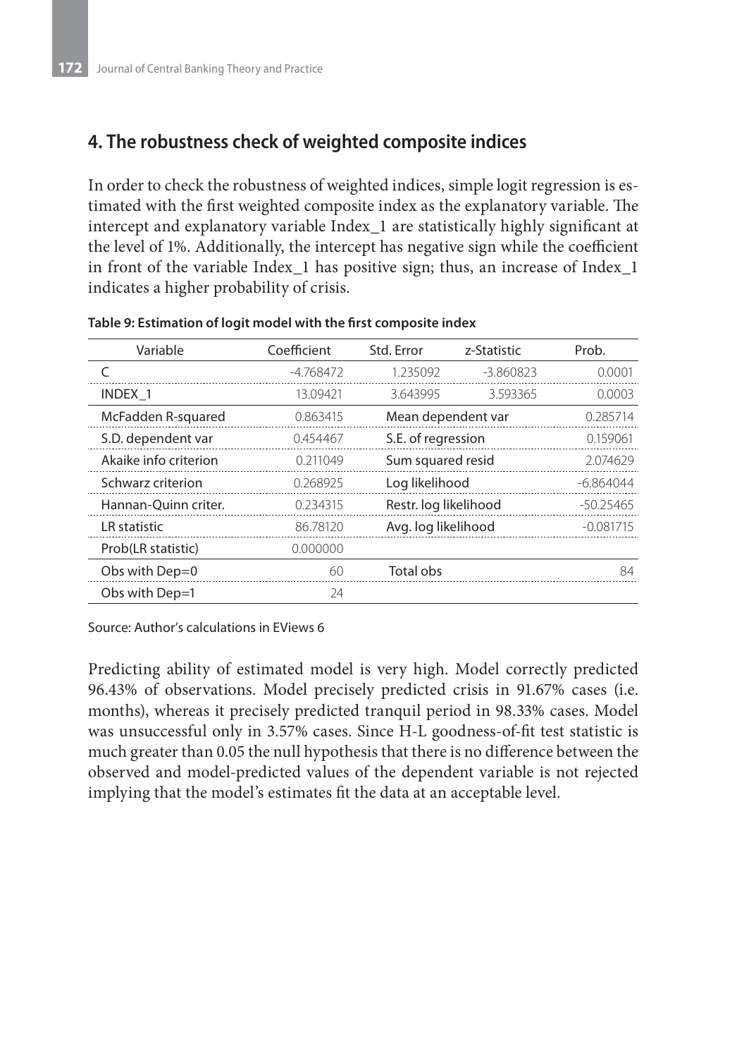## 4. The robustness check of weighted composite indices

In order to check the robustness of weighted indices, simple logit regression is estimated with the first weighted composite index as the explanatory variable. The intercept and explanatory variable Index_1 are statistically highly significant at the level of 1%. Additionally, the intercept has negative sign while the coefficient in front of the variable Index_1 has positive sign; thus, an increase of Index_1 indicates a higher probability of crisis.

**Table 9: Estimation of logit model with the first composite index**

| Variable | Coefficient | Std. Error | z-Statistic | Prob. |
|---|---|---|---|---|
| C | -4.768472 | 1.235092 | -3.860823 | 0.0001 |
| INDEX_1 | 13.09421 | 3.643995 | 3.593365 | 0.0003 |
| McFadden R-squared | 0.863415 | Mean dependent var | | 0.285714 |
| S.D. dependent var | 0.454467 | S.E. of regression | | 0.159061 |
| Akaike info criterion | 0.211049 | Sum squared resid | | 2.074629 |
| Schwarz criterion | 0.268925 | Log likelihood | | -6.864044 |
| Hannan-Quinn criter. | 0.234315 | Restr. log likelihood | | -50.25465 |
| LR statistic | 86.78120 | Avg. log likelihood | | -0.081715 |
| Prob(LR statistic) | 0.000000 | | | |
| Obs with Dep=0 | 60 | Total obs | | 84 |
| Obs with Dep=1 | 24 | | | |

Source: Author's calculations in EViews 6

Predicting ability of estimated model is very high. Model correctly predicted 96.43% of observations. Model precisely predicted crisis in 91.67% cases (i.e. months), whereas it precisely predicted tranquil period in 98.33% cases. Model was unsuccessful only in 3.57% cases. Since H-L goodness-of-fit test statistic is much greater than 0.05 the null hypothesis that there is no difference between the observed and model-predicted values of the dependent variable is not rejected implying that the model's estimates fit the data at an acceptable level.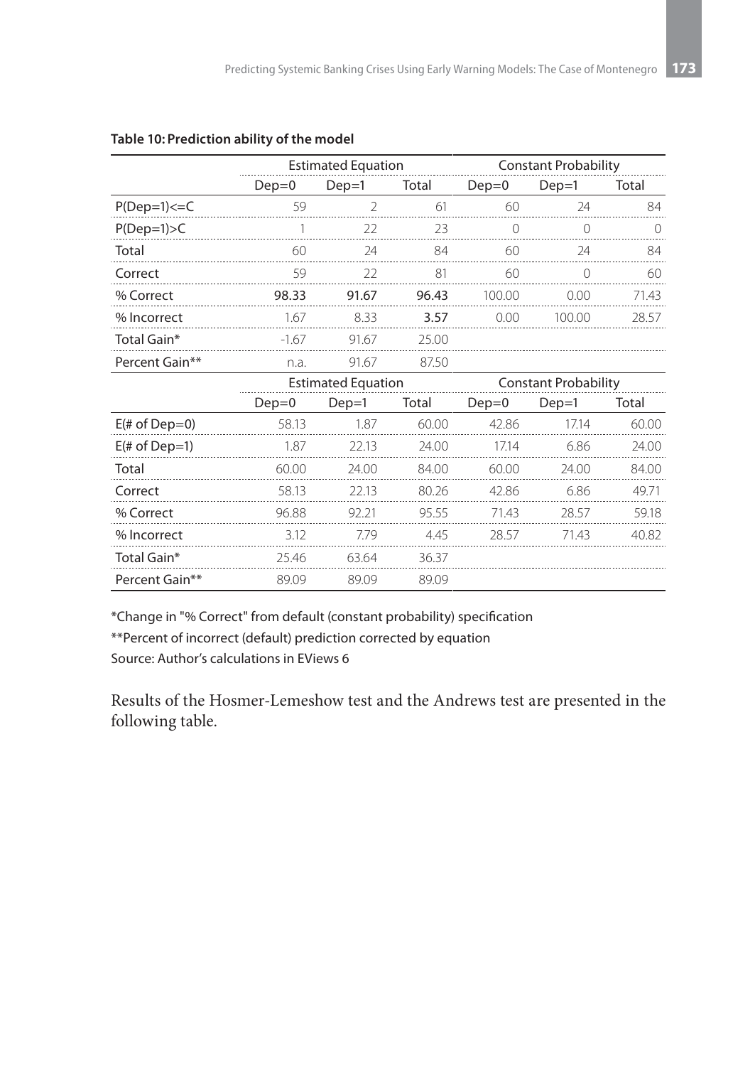**Table 10: Prediction ability of the model**

| | Estimated Equation | | | Constant Probability | | |
|---|---|---|---|---|---|---|
| | Dep=0 | Dep=1 | Total | Dep=0 | Dep=1 | Total |
| P(Dep=1)<=C | 59 | 2 | 61 | 60 | 24 | 84 |
| P(Dep=1)>C | 1 | 22 | 23 | 0 | 0 | 0 |
| Total | 60 | 24 | 84 | 60 | 24 | 84 |
| Correct | 59 | 22 | 81 | 60 | 0 | 60 |
| % Correct | **98.33** | **91.67** | **96.43** | 100.00 | 0.00 | 71.43 |
| % Incorrect | 1.67 | 8.33 | **3.57** | 0.00 | 100.00 | 28.57 |
| Total Gain* | -1.67 | 91.67 | 25.00 | | | |
| Percent Gain** | n.a. | 91.67 | 87.50 | | | |
| | **Estimated Equation** | | | **Constant Probability** | | |
| | Dep=0 | Dep=1 | Total | Dep=0 | Dep=1 | Total |
| E(# of Dep=0) | 58.13 | 1.87 | 60.00 | 42.86 | 17.14 | 60.00 |
| E(# of Dep=1) | 1.87 | 22.13 | 24.00 | 17.14 | 6.86 | 24.00 |
| Total | 60.00 | 24.00 | 84.00 | 60.00 | 24.00 | 84.00 |
| Correct | 58.13 | 22.13 | 80.26 | 42.86 | 6.86 | 49.71 |
| % Correct | 96.88 | 92.21 | 95.55 | 71.43 | 28.57 | 59.18 |
| % Incorrect | 3.12 | 7.79 | 4.45 | 28.57 | 71.43 | 40.82 |
| Total Gain* | 25.46 | 63.64 | 36.37 | | | |
| Percent Gain** | 89.09 | 89.09 | 89.09 | | | |

*Change in "% Correct" from default (constant probability) specification

**Percent of incorrect (default) prediction corrected by equation

Source: Author's calculations in EViews 6

Results of the Hosmer-Lemeshow test and the Andrews test are presented in the following table.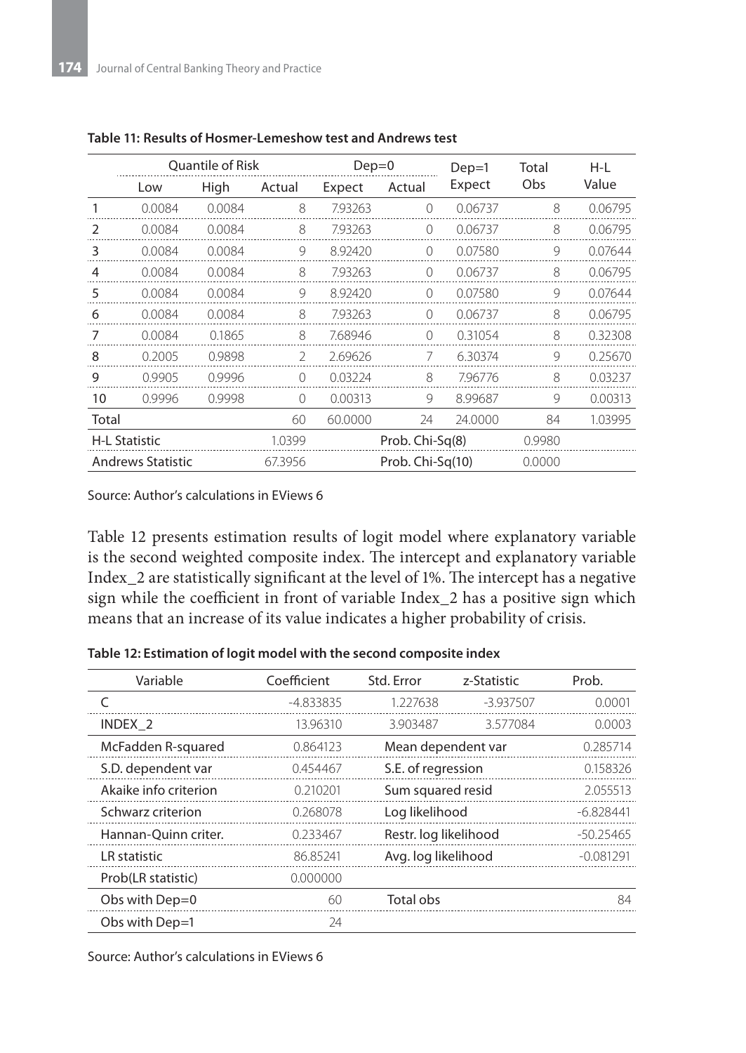**Table 11: Results of Hosmer-Lemeshow test and Andrews test**

| | Quantile of Risk | | Dep=0 | | Dep=1 | | Total | H-L |
|---|---|---|---|---|---|---|---|---|
| | Low | High | Actual | Expect | Actual | Expect | Obs | Value |
| 1 | 0.0084 | 0.0084 | 8 | 7.93263 | 0 | 0.06737 | 8 | 0.06795 |
| 2 | 0.0084 | 0.0084 | 8 | 7.93263 | 0 | 0.06737 | 8 | 0.06795 |
| 3 | 0.0084 | 0.0084 | 9 | 8.92420 | 0 | 0.07580 | 9 | 0.07644 |
| 4 | 0.0084 | 0.0084 | 8 | 7.93263 | 0 | 0.06737 | 8 | 0.06795 |
| 5 | 0.0084 | 0.0084 | 9 | 8.92420 | 0 | 0.07580 | 9 | 0.07644 |
| 6 | 0.0084 | 0.0084 | 8 | 7.93263 | 0 | 0.06737 | 8 | 0.06795 |
| 7 | 0.0084 | 0.1865 | 8 | 7.68946 | 0 | 0.31054 | 8 | 0.32308 |
| 8 | 0.2005 | 0.9898 | 2 | 2.69626 | 7 | 6.30374 | 9 | 0.25670 |
| 9 | 0.9905 | 0.9996 | 0 | 0.03224 | 8 | 7.96776 | 8 | 0.03237 |
| 10 | 0.9996 | 0.9998 | 0 | 0.00313 | 9 | 8.99687 | 9 | 0.00313 |
| Total | | | 60 | 60.0000 | 24 | 24.0000 | 84 | 1.03995 |
| H-L Statistic | | | 1.0399 | | Prob. Chi-Sq(8) | | 0.9980 | |
| Andrews Statistic | | | 67.3956 | | Prob. Chi-Sq(10) | | 0.0000 | |

Source: Author's calculations in EViews 6

Table 12 presents estimation results of logit model where explanatory variable is the second weighted composite index. The intercept and explanatory variable Index_2 are statistically significant at the level of 1%. The intercept has a negative sign while the coefficient in front of variable Index_2 has a positive sign which means that an increase of its value indicates a higher probability of crisis.

**Table 12: Estimation of logit model with the second composite index**

| Variable | Coefficient | Std. Error | z-Statistic | Prob. |
|---|---|---|---|---|
| C | -4.833835 | 1.227638 | -3.937507 | 0.0001 |
| INDEX_2 | 13.96310 | 3.903487 | 3.577084 | 0.0003 |
| McFadden R-squared | 0.864123 | Mean dependent var | | 0.285714 |
| S.D. dependent var | 0.454467 | S.E. of regression | | 0.158326 |
| Akaike info criterion | 0.210201 | Sum squared resid | | 2.055513 |
| Schwarz criterion | 0.268078 | Log likelihood | | -6.828441 |
| Hannan-Quinn criter. | 0.233467 | Restr. log likelihood | | -50.25465 |
| LR statistic | 86.85241 | Avg. log likelihood | | -0.081291 |
| Prob(LR statistic) | 0.000000 | | | |
| Obs with Dep=0 | 60 | Total obs | | 84 |
| Obs with Dep=1 | 24 | | | |

Source: Author's calculations in EViews 6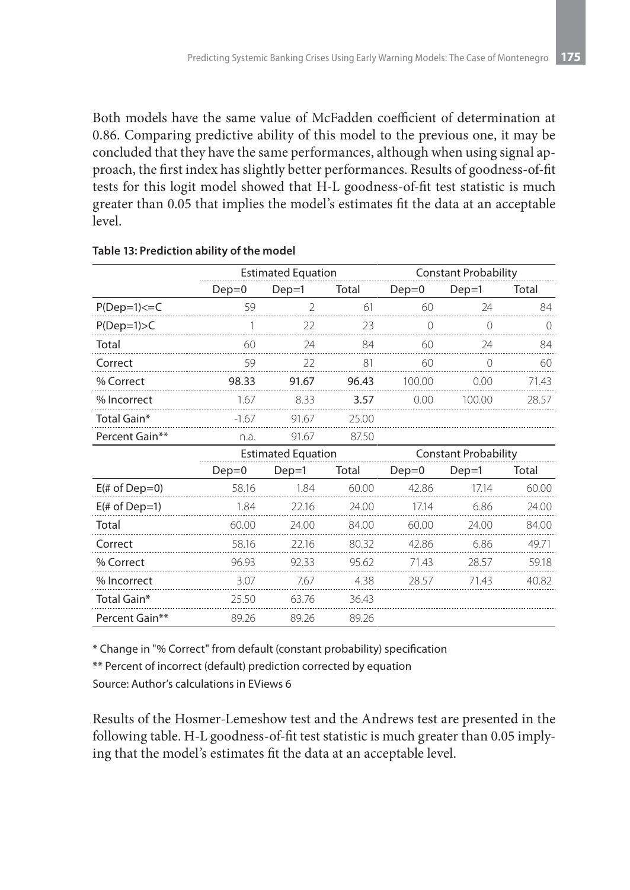Both models have the same value of McFadden coefficient of determination at 0.86. Comparing predictive ability of this model to the previous one, it may be concluded that they have the same performances, although when using signal approach, the first index has slightly better performances. Results of goodness-of-fit tests for this logit model showed that H-L goodness-of-fit test statistic is much greater than 0.05 that implies the model's estimates fit the data at an acceptable level.

**Table 13: Prediction ability of the model**

| | Estimated Equation | | | Constant Probability | | |
|---|---|---|---|---|---|---|
| | Dep=0 | Dep=1 | Total | Dep=0 | Dep=1 | Total |
| P(Dep=1)<=C | 59 | 2 | 61 | 60 | 24 | 84 |
| P(Dep=1)>C | 1 | 22 | 23 | 0 | 0 | 0 |
| Total | 60 | 24 | 84 | 60 | 24 | 84 |
| Correct | 59 | 22 | 81 | 60 | 0 | 60 |
| % Correct | **98.33** | **91.67** | **96.43** | 100.00 | 0.00 | 71.43 |
| % Incorrect | 1.67 | 8.33 | **3.57** | 0.00 | 100.00 | 28.57 |
| Total Gain* | -1.67 | 91.67 | 25.00 | | | |
| Percent Gain** | n.a. | 91.67 | 87.50 | | | |
| | **Estimated Equation** | | | **Constant Probability** | | |
| | Dep=0 | Dep=1 | Total | Dep=0 | Dep=1 | Total |
| E(# of Dep=0) | 58.16 | 1.84 | 60.00 | 42.86 | 17.14 | 60.00 |
| E(# of Dep=1) | 1.84 | 22.16 | 24.00 | 17.14 | 6.86 | 24.00 |
| Total | 60.00 | 24.00 | 84.00 | 60.00 | 24.00 | 84.00 |
| Correct | 58.16 | 22.16 | 80.32 | 42.86 | 6.86 | 49.71 |
| % Correct | 96.93 | 92.33 | 95.62 | 71.43 | 28.57 | 59.18 |
| % Incorrect | 3.07 | 7.67 | 4.38 | 28.57 | 71.43 | 40.82 |
| Total Gain* | 25.50 | 63.76 | 36.43 | | | |
| Percent Gain** | 89.26 | 89.26 | 89.26 | | | |

\* Change in "% Correct" from default (constant probability) specification

\*\* Percent of incorrect (default) prediction corrected by equation

Source: Author's calculations in EViews 6

Results of the Hosmer-Lemeshow test and the Andrews test are presented in the following table. H-L goodness-of-fit test statistic is much greater than 0.05 implying that the model's estimates fit the data at an acceptable level.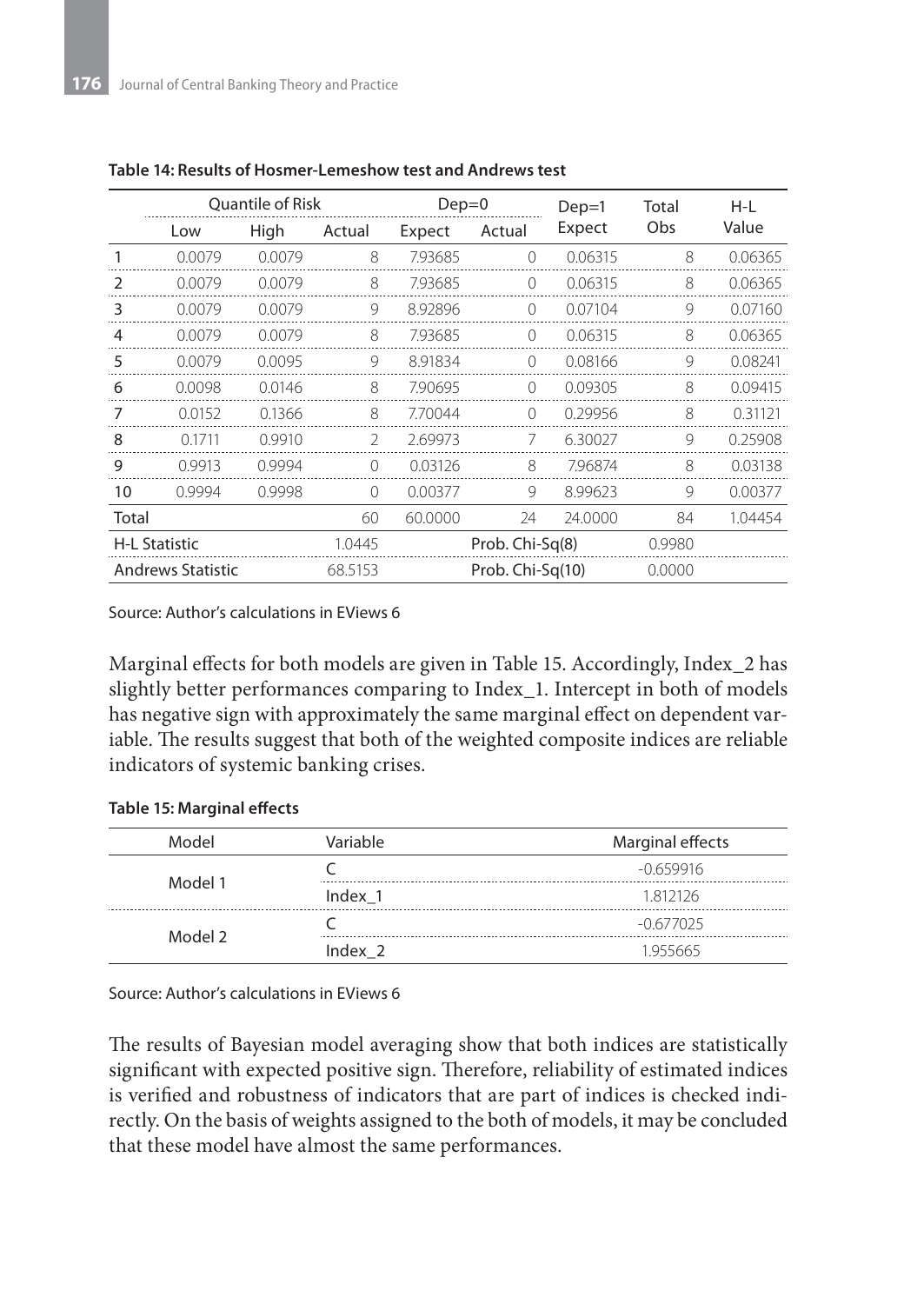**Table 14: Results of Hosmer-Lemeshow test and Andrews test**

| | Quantile of Risk | | Dep=0 | | Dep=1 | Total | H-L |
|---|---|---|---|---|---|---|---|
| | Low | High | Actual | Expect | Actual | Expect | Obs | Value |
| 1 | 0.0079 | 0.0079 | 8 | 7.93685 | 0 | 0.06315 | 8 | 0.06365 |
| 2 | 0.0079 | 0.0079 | 8 | 7.93685 | 0 | 0.06315 | 8 | 0.06365 |
| 3 | 0.0079 | 0.0079 | 9 | 8.92896 | 0 | 0.07104 | 9 | 0.07160 |
| 4 | 0.0079 | 0.0079 | 8 | 7.93685 | 0 | 0.06315 | 8 | 0.06365 |
| 5 | 0.0079 | 0.0095 | 9 | 8.91834 | 0 | 0.08166 | 9 | 0.08241 |
| 6 | 0.0098 | 0.0146 | 8 | 7.90695 | 0 | 0.09305 | 8 | 0.09415 |
| 7 | 0.0152 | 0.1366 | 8 | 7.70044 | 0 | 0.29956 | 8 | 0.31121 |
| 8 | 0.1711 | 0.9910 | 2 | 2.69973 | 7 | 6.30027 | 9 | 0.25908 |
| 9 | 0.9913 | 0.9994 | 0 | 0.03126 | 8 | 7.96874 | 8 | 0.03138 |
| 10 | 0.9994 | 0.9998 | 0 | 0.00377 | 9 | 8.99623 | 9 | 0.00377 |
| Total | | | 60 | 60.0000 | 24 | 24.0000 | 84 | 1.04454 |
| H-L Statistic | | | 1.0445 | | Prob. Chi-Sq(8) | | 0.9980 | |
| Andrews Statistic | | | 68.5153 | | Prob. Chi-Sq(10) | | 0.0000 | |

Source: Author's calculations in EViews 6

Marginal effects for both models are given in Table 15. Accordingly, Index_2 has slightly better performances comparing to Index_1. Intercept in both of models has negative sign with approximately the same marginal effect on dependent variable. The results suggest that both of the weighted composite indices are reliable indicators of systemic banking crises.

**Table 15: Marginal effects**

| Model | Variable | Marginal effects |
|---|---|---|
| Model 1 | C | -0.659916 |
| | Index_1 | 1.812126 |
| Model 2 | C | -0.677025 |
| | Index_2 | 1.955665 |

Source: Author's calculations in EViews 6

The results of Bayesian model averaging show that both indices are statistically significant with expected positive sign. Therefore, reliability of estimated indices is verified and robustness of indicators that are part of indices is checked indirectly. On the basis of weights assigned to the both of models, it may be concluded that these model have almost the same performances.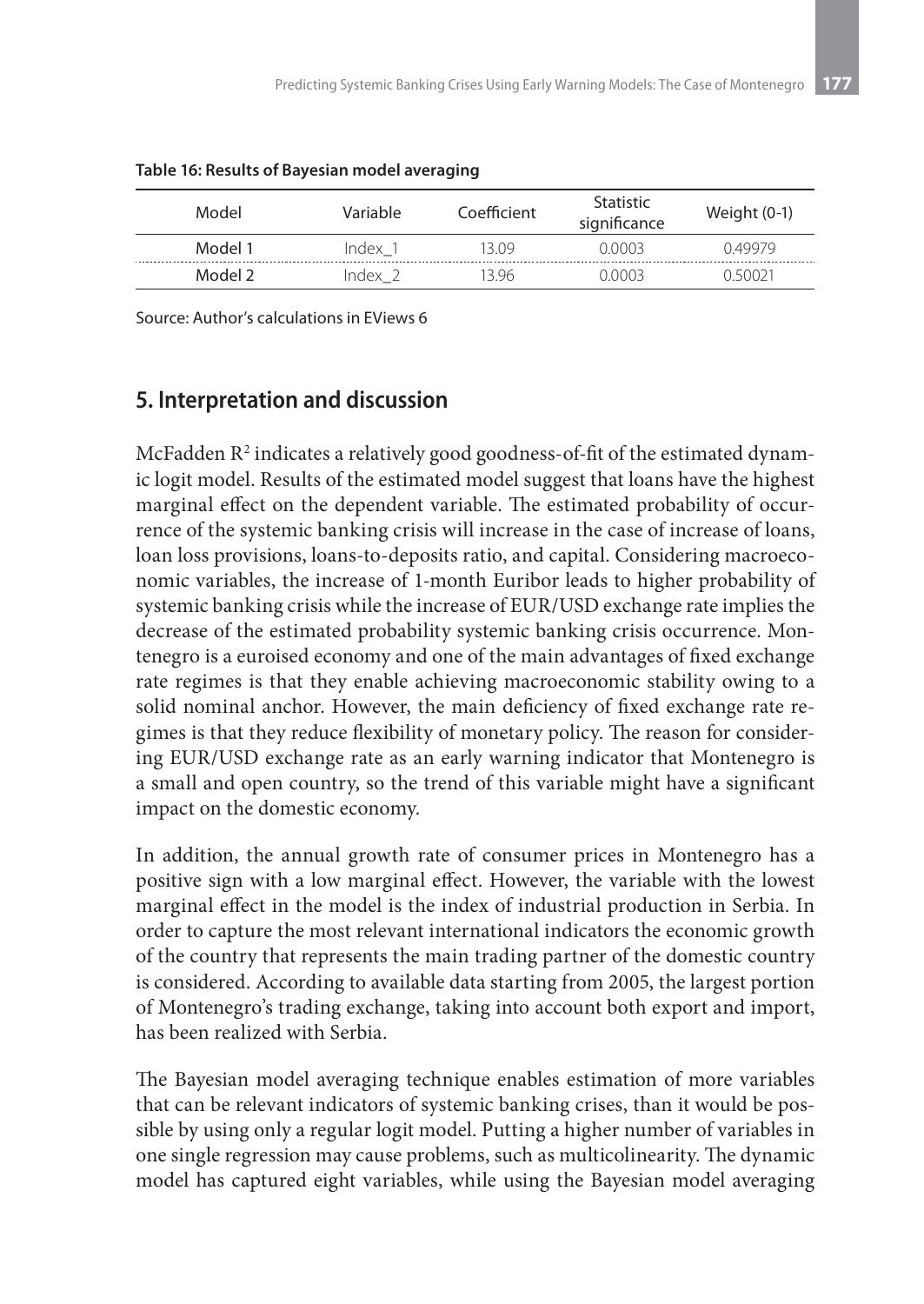**Table 16: Results of Bayesian model averaging**

| Model | Variable | Coefficient | Statistic significance | Weight (0-1) |
|---|---|---|---|---|
| Model 1 | Index_1 | 13.09 | 0.0003 | 0.49979 |
| Model 2 | Index_2 | 13.96 | 0.0003 | 0.50021 |

Source: Author's calculations in EViews 6

## 5. Interpretation and discussion

McFadden $R^2$ indicates a relatively good goodness-of-fit of the estimated dynamic logit model. Results of the estimated model suggest that loans have the highest marginal effect on the dependent variable. The estimated probability of occurrence of the systemic banking crisis will increase in the case of increase of loans, loan loss provisions, loans-to-deposits ratio, and capital. Considering macroeconomic variables, the increase of 1-month Euribor leads to higher probability of systemic banking crisis while the increase of EUR/USD exchange rate implies the decrease of the estimated probability systemic banking crisis occurrence. Montenegro is a euroised economy and one of the main advantages of fixed exchange rate regimes is that they enable achieving macroeconomic stability owing to a solid nominal anchor. However, the main deficiency of fixed exchange rate regimes is that they reduce flexibility of monetary policy. The reason for considering EUR/USD exchange rate as an early warning indicator that Montenegro is a small and open country, so the trend of this variable might have a significant impact on the domestic economy.

In addition, the annual growth rate of consumer prices in Montenegro has a positive sign with a low marginal effect. However, the variable with the lowest marginal effect in the model is the index of industrial production in Serbia. In order to capture the most relevant international indicators the economic growth of the country that represents the main trading partner of the domestic country is considered. According to available data starting from 2005, the largest portion of Montenegro's trading exchange, taking into account both export and import, has been realized with Serbia.

The Bayesian model averaging technique enables estimation of more variables that can be relevant indicators of systemic banking crises, than it would be possible by using only a regular logit model. Putting a higher number of variables in one single regression may cause problems, such as multicolinearity. The dynamic model has captured eight variables, while using the Bayesian model averaging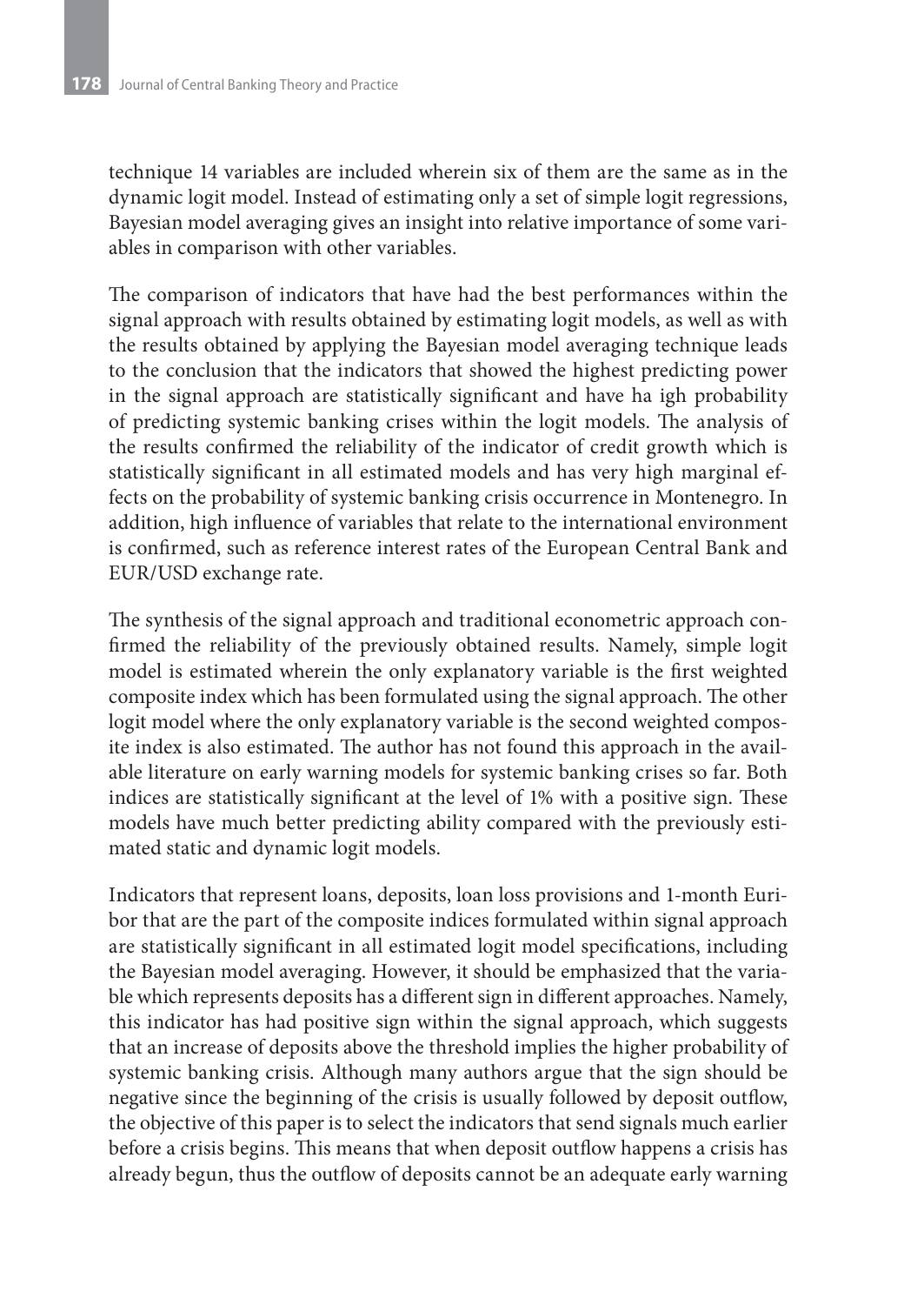technique 14 variables are included wherein six of them are the same as in the dynamic logit model. Instead of estimating only a set of simple logit regressions, Bayesian model averaging gives an insight into relative importance of some variables in comparison with other variables.

The comparison of indicators that have had the best performances within the signal approach with results obtained by estimating logit models, as well as with the results obtained by applying the Bayesian model averaging technique leads to the conclusion that the indicators that showed the highest predicting power in the signal approach are statistically significant and have ha igh probability of predicting systemic banking crises within the logit models. The analysis of the results confirmed the reliability of the indicator of credit growth which is statistically significant in all estimated models and has very high marginal effects on the probability of systemic banking crisis occurrence in Montenegro. In addition, high influence of variables that relate to the international environment is confirmed, such as reference interest rates of the European Central Bank and EUR/USD exchange rate.

The synthesis of the signal approach and traditional econometric approach confirmed the reliability of the previously obtained results. Namely, simple logit model is estimated wherein the only explanatory variable is the first weighted composite index which has been formulated using the signal approach. The other logit model where the only explanatory variable is the second weighted composite index is also estimated. The author has not found this approach in the available literature on early warning models for systemic banking crises so far. Both indices are statistically significant at the level of 1% with a positive sign. These models have much better predicting ability compared with the previously estimated static and dynamic logit models.

Indicators that represent loans, deposits, loan loss provisions and 1-month Euribor that are the part of the composite indices formulated within signal approach are statistically significant in all estimated logit model specifications, including the Bayesian model averaging. However, it should be emphasized that the variable which represents deposits has a different sign in different approaches. Namely, this indicator has had positive sign within the signal approach, which suggests that an increase of deposits above the threshold implies the higher probability of systemic banking crisis. Although many authors argue that the sign should be negative since the beginning of the crisis is usually followed by deposit outflow, the objective of this paper is to select the indicators that send signals much earlier before a crisis begins. This means that when deposit outflow happens a crisis has already begun, thus the outflow of deposits cannot be an adequate early warning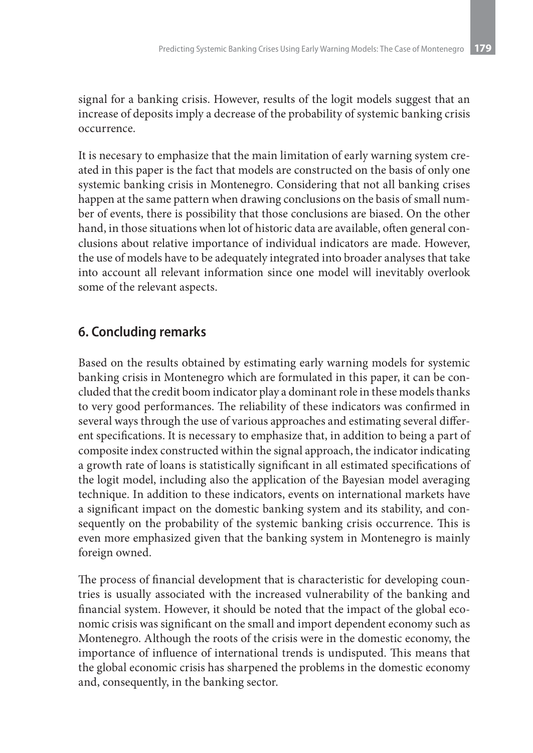signal for a banking crisis. However, results of the logit models suggest that an increase of deposits imply a decrease of the probability of systemic banking crisis occurrence.

It is necesary to emphasize that the main limitation of early warning system created in this paper is the fact that models are constructed on the basis of only one systemic banking crisis in Montenegro. Considering that not all banking crises happen at the same pattern when drawing conclusions on the basis of small number of events, there is possibility that those conclusions are biased. On the other hand, in those situations when lot of historic data are available, often general conclusions about relative importance of individual indicators are made. However, the use of models have to be adequately integrated into broader analyses that take into account all relevant information since one model will inevitably overlook some of the relevant aspects.

## 6. Concluding remarks

Based on the results obtained by estimating early warning models for systemic banking crisis in Montenegro which are formulated in this paper, it can be concluded that the credit boom indicator play a dominant role in these models thanks to very good performances. The reliability of these indicators was confirmed in several ways through the use of various approaches and estimating several different specifications. It is necessary to emphasize that, in addition to being a part of composite index constructed within the signal approach, the indicator indicating a growth rate of loans is statistically significant in all estimated specifications of the logit model, including also the application of the Bayesian model averaging technique. In addition to these indicators, events on international markets have a significant impact on the domestic banking system and its stability, and consequently on the probability of the systemic banking crisis occurrence. This is even more emphasized given that the banking system in Montenegro is mainly foreign owned.

The process of financial development that is characteristic for developing countries is usually associated with the increased vulnerability of the banking and financial system. However, it should be noted that the impact of the global economic crisis was significant on the small and import dependent economy such as Montenegro. Although the roots of the crisis were in the domestic economy, the importance of influence of international trends is undisputed. This means that the global economic crisis has sharpened the problems in the domestic economy and, consequently, in the banking sector.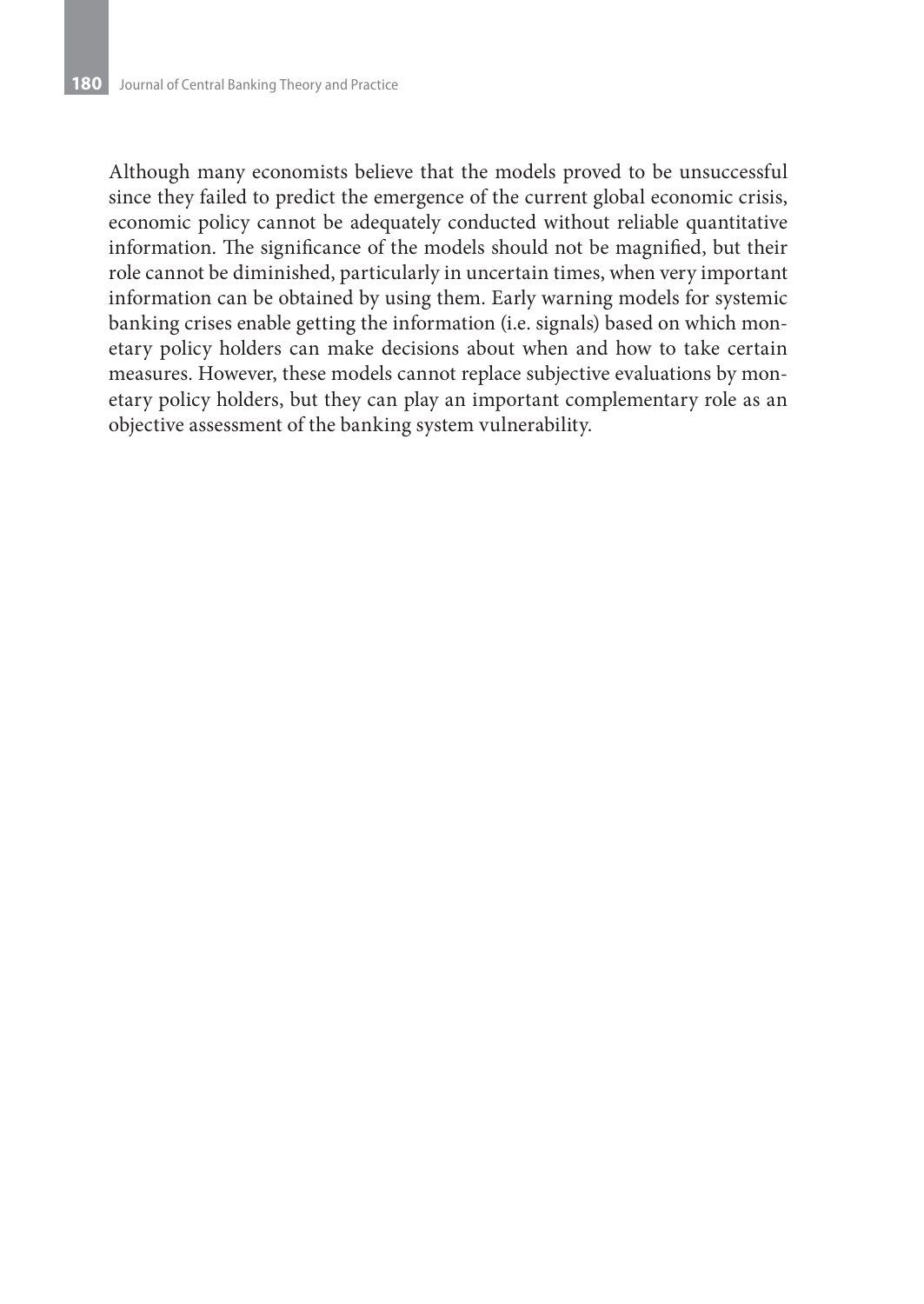Although many economists believe that the models proved to be unsuccessful since they failed to predict the emergence of the current global economic crisis, economic policy cannot be adequately conducted without reliable quantitative information. The significance of the models should not be magnified, but their role cannot be diminished, particularly in uncertain times, when very important information can be obtained by using them. Early warning models for systemic banking crises enable getting the information (i.e. signals) based on which monetary policy holders can make decisions about when and how to take certain measures. However, these models cannot replace subjective evaluations by monetary policy holders, but they can play an important complementary role as an objective assessment of the banking system vulnerability.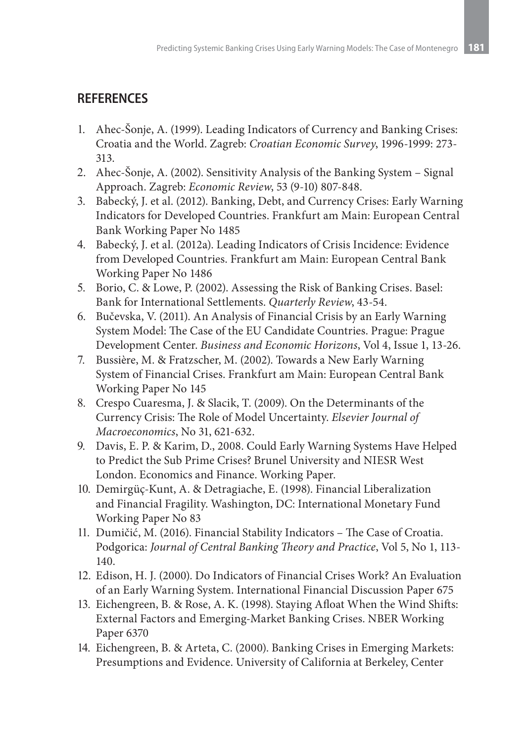## REFERENCES

1. Ahec-Šonje, A. (1999). Leading Indicators of Currency and Banking Crises: Croatia and the World. Zagreb: *Croatian Economic Survey*, 1996-1999: 273-313.
2. Ahec-Šonje, A. (2002). Sensitivity Analysis of the Banking System – Signal Approach. Zagreb: *Economic Review*, 53 (9-10) 807-848.
3. Babecký, J. et al. (2012). Banking, Debt, and Currency Crises: Early Warning Indicators for Developed Countries. Frankfurt am Main: European Central Bank Working Paper No 1485
4. Babecký, J. et al. (2012a). Leading Indicators of Crisis Incidence: Evidence from Developed Countries. Frankfurt am Main: European Central Bank Working Paper No 1486
5. Borio, C. & Lowe, P. (2002). Assessing the Risk of Banking Crises. Basel: Bank for International Settlements. *Quarterly Review*, 43-54.
6. Bučevska, V. (2011). An Analysis of Financial Crisis by an Early Warning System Model: The Case of the EU Candidate Countries. Prague: Prague Development Center. *Business and Economic Horizons*, Vol 4, Issue 1, 13-26.
7. Bussière, M. & Fratzscher, M. (2002). Towards a New Early Warning System of Financial Crises. Frankfurt am Main: European Central Bank Working Paper No 145
8. Crespo Cuaresma, J. & Slacik, T. (2009). On the Determinants of the Currency Crisis: The Role of Model Uncertainty. *Elsevier Journal of Macroeconomics*, No 31, 621-632.
9. Davis, E. P. & Karim, D., 2008. Could Early Warning Systems Have Helped to Predict the Sub Prime Crises? Brunel University and NIESR West London. Economics and Finance. Working Paper.
10. Demirgüç-Kunt, A. & Detragiache, E. (1998). Financial Liberalization and Financial Fragility. Washington, DC: International Monetary Fund Working Paper No 83
11. Dumičić, M. (2016). Financial Stability Indicators – The Case of Croatia. Podgorica: *Journal of Central Banking Theory and Practice*, Vol 5, No 1, 113-140.
12. Edison, H. J. (2000). Do Indicators of Financial Crises Work? An Evaluation of an Early Warning System. International Financial Discussion Paper 675
13. Eichengreen, B. & Rose, A. K. (1998). Staying Afloat When the Wind Shifts: External Factors and Emerging-Market Banking Crises. NBER Working Paper 6370
14. Eichengreen, B. & Arteta, C. (2000). Banking Crises in Emerging Markets: Presumptions and Evidence. University of California at Berkeley, Center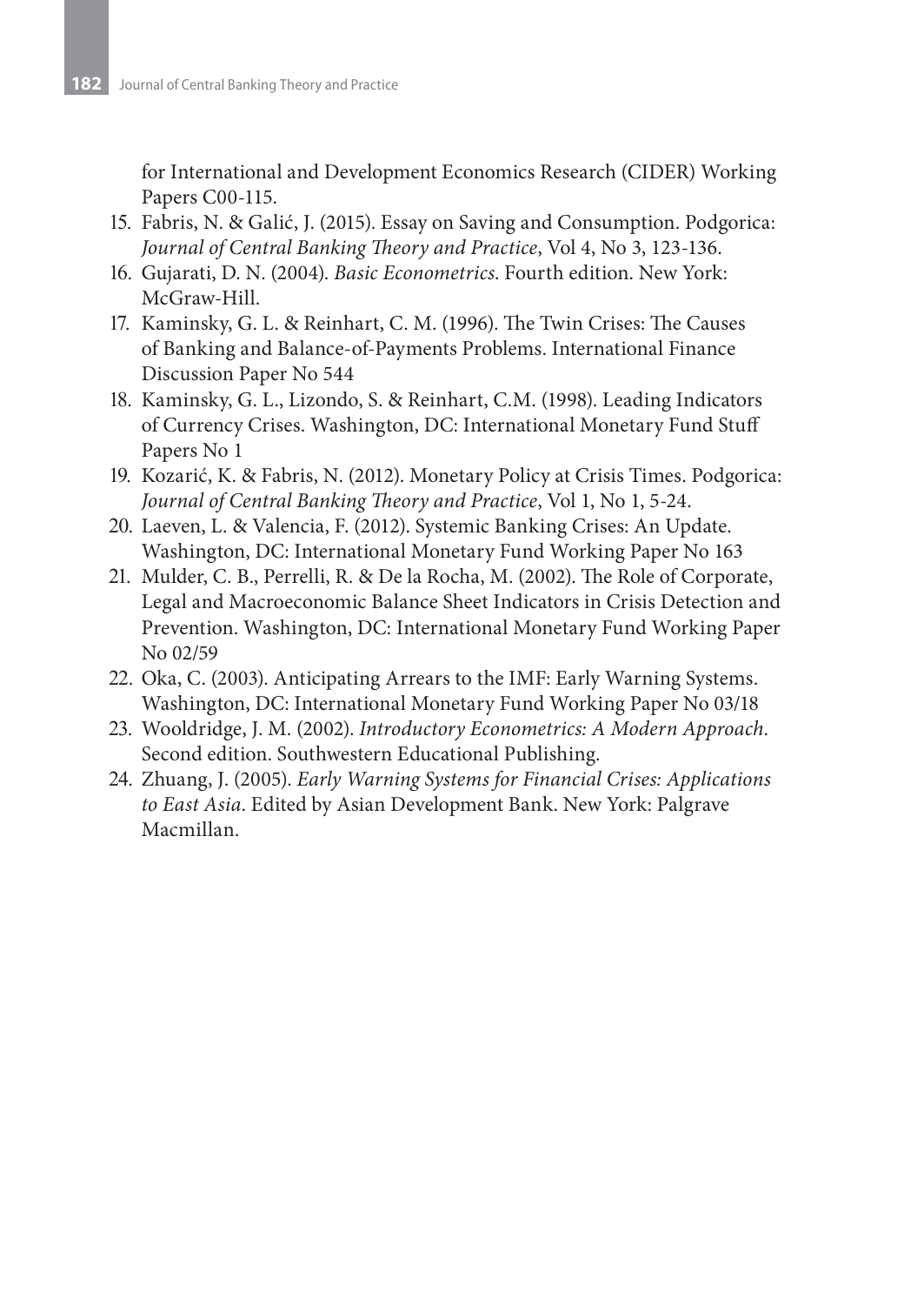for International and Development Economics Research (CIDER) Working Papers C00-115.

15. Fabris, N. & Galić, J. (2015). Essay on Saving and Consumption. Podgorica: *Journal of Central Banking Theory and Practice*, Vol 4, No 3, 123-136.
16. Gujarati, D. N. (2004). *Basic Econometrics*. Fourth edition. New York: McGraw-Hill.
17. Kaminsky, G. L. & Reinhart, C. M. (1996). The Twin Crises: The Causes of Banking and Balance-of-Payments Problems. International Finance Discussion Paper No 544
18. Kaminsky, G. L., Lizondo, S. & Reinhart, C.M. (1998). Leading Indicators of Currency Crises. Washington, DC: International Monetary Fund Stuff Papers No 1
19. Kozarić, K. & Fabris, N. (2012). Monetary Policy at Crisis Times. Podgorica: *Journal of Central Banking Theory and Practice*, Vol 1, No 1, 5-24.
20. Laeven, L. & Valencia, F. (2012). Systemic Banking Crises: An Update. Washington, DC: International Monetary Fund Working Paper No 163
21. Mulder, C. B., Perrelli, R. & De la Rocha, M. (2002). The Role of Corporate, Legal and Macroeconomic Balance Sheet Indicators in Crisis Detection and Prevention. Washington, DC: International Monetary Fund Working Paper No 02/59
22. Oka, C. (2003). Anticipating Arrears to the IMF: Early Warning Systems. Washington, DC: International Monetary Fund Working Paper No 03/18
23. Wooldridge, J. M. (2002). *Introductory Econometrics: A Modern Approach*. Second edition. Southwestern Educational Publishing.
24. Zhuang, J. (2005). *Early Warning Systems for Financial Crises: Applications to East Asia*. Edited by Asian Development Bank. New York: Palgrave Macmillan.